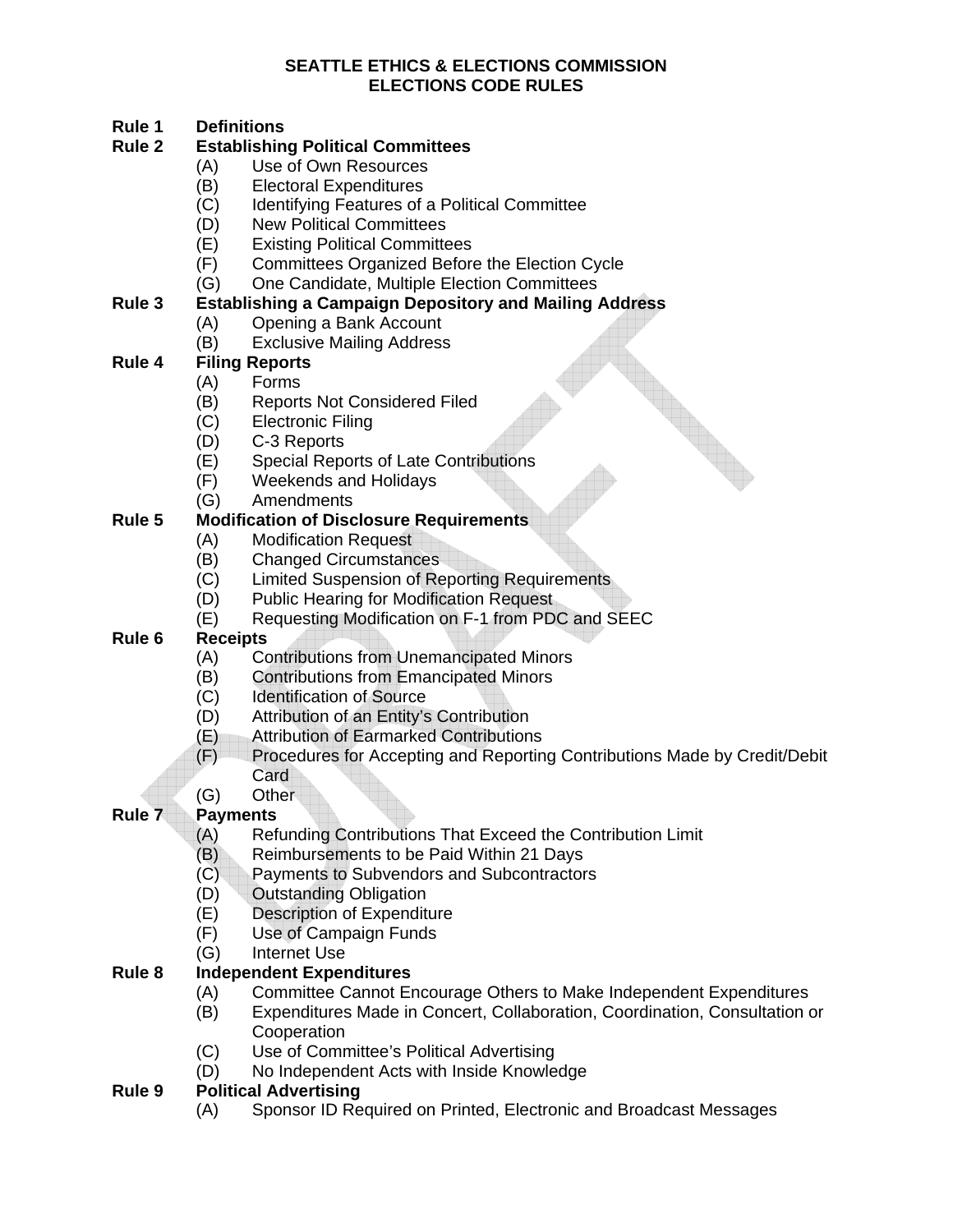# SEATTLE ETHICS & ELECTIONS COMMISSION
# ELECTIONS CODE RULES

**Rule 1 Definitions**

**Rule 2 Establishing Political Committees**

- (A) Use of Own Resources
- (B) Electoral Expenditures
- (C) Identifying Features of a Political Committee
- (D) New Political Committees
- (E) Existing Political Committees
- (F) Committees Organized Before the Election Cycle
- (G) One Candidate, Multiple Election Committees

**Rule 3 Establishing a Campaign Depository and Mailing Address**

- (A) Opening a Bank Account
- (B) Exclusive Mailing Address

**Rule 4 Filing Reports**

- (A) Forms
- (B) Reports Not Considered Filed
- (C) Electronic Filing
- (D) C-3 Reports
- (E) Special Reports of Late Contributions
- (F) Weekends and Holidays
- (G) Amendments

**Rule 5 Modification of Disclosure Requirements**

- (A) Modification Request
- (B) Changed Circumstances
- (C) Limited Suspension of Reporting Requirements
- (D) Public Hearing for Modification Request
- (E) Requesting Modification on F-1 from PDC and SEEC

**Rule 6 Receipts**

- (A) Contributions from Unemancipated Minors
- (B) Contributions from Emancipated Minors
- (C) Identification of Source
- (D) Attribution of an Entity's Contribution
- (E) Attribution of Earmarked Contributions
- (F) Procedures for Accepting and Reporting Contributions Made by Credit/Debit Card
- (G) Other

**Rule 7 Payments**

- (A) Refunding Contributions That Exceed the Contribution Limit
- (B) Reimbursements to be Paid Within 21 Days
- (C) Payments to Subvendors and Subcontractors
- (D) Outstanding Obligation
- (E) Description of Expenditure
- (F) Use of Campaign Funds
- (G) Internet Use

**Rule 8 Independent Expenditures**

- (A) Committee Cannot Encourage Others to Make Independent Expenditures
- (B) Expenditures Made in Concert, Collaboration, Coordination, Consultation or Cooperation
- (C) Use of Committee's Political Advertising
- (D) No Independent Acts with Inside Knowledge

**Rule 9 Political Advertising**

- (A) Sponsor ID Required on Printed, Electronic and Broadcast Messages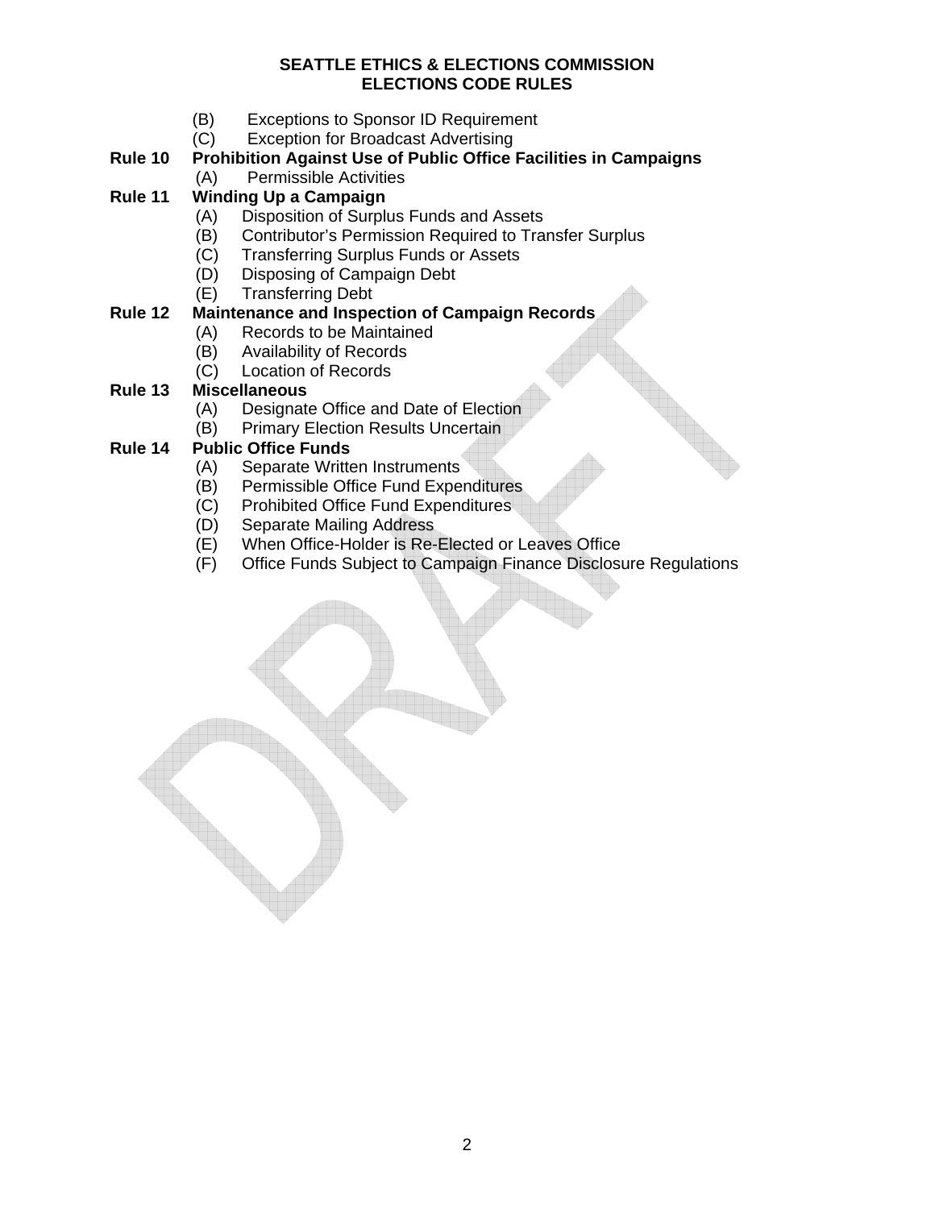(B) Exceptions to Sponsor ID Requirement
(C) Exception for Broadcast Advertising

**Rule 10 Prohibition Against Use of Public Office Facilities in Campaigns**

(A) Permissible Activities

**Rule 11 Winding Up a Campaign**

(A) Disposition of Surplus Funds and Assets
(B) Contributor's Permission Required to Transfer Surplus
(C) Transferring Surplus Funds or Assets
(D) Disposing of Campaign Debt
(E) Transferring Debt

**Rule 12 Maintenance and Inspection of Campaign Records**

(A) Records to be Maintained
(B) Availability of Records
(C) Location of Records

**Rule 13 Miscellaneous**

(A) Designate Office and Date of Election
(B) Primary Election Results Uncertain

**Rule 14 Public Office Funds**

(A) Separate Written Instruments
(B) Permissible Office Fund Expenditures
(C) Prohibited Office Fund Expenditures
(D) Separate Mailing Address
(E) When Office-Holder is Re-Elected or Leaves Office
(F) Office Funds Subject to Campaign Finance Disclosure Regulations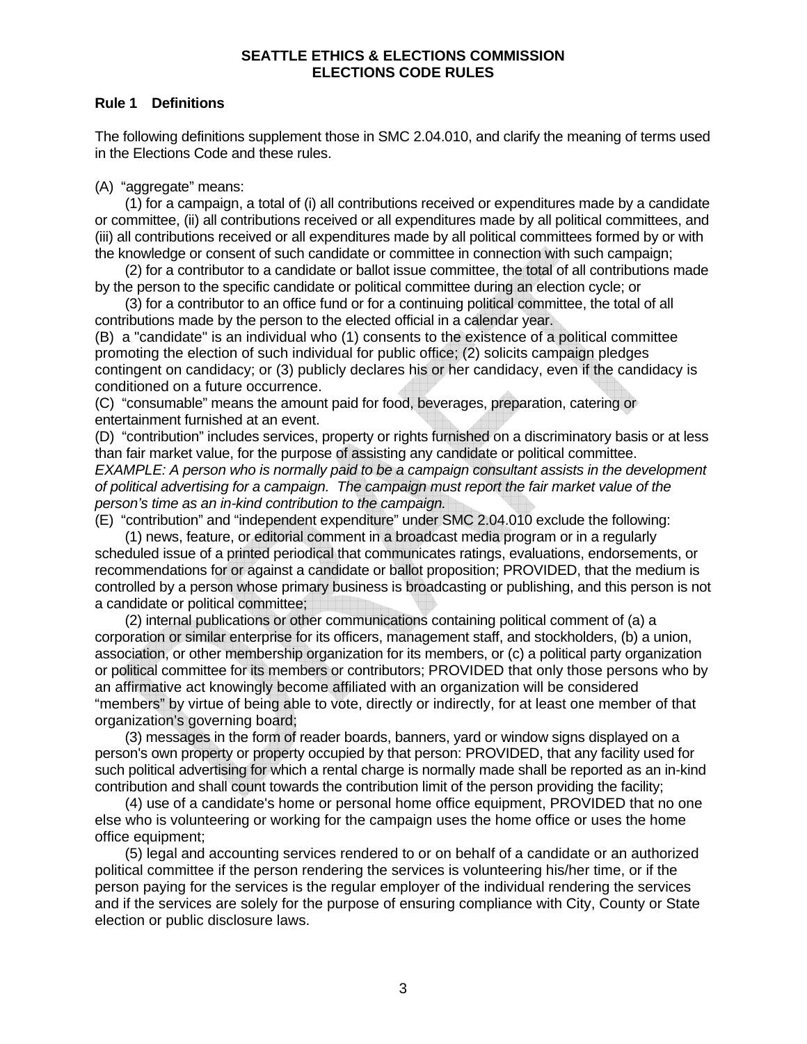**SEATTLE ETHICS & ELECTIONS COMMISSION**
**ELECTIONS CODE RULES**

## Rule 1 Definitions

The following definitions supplement those in SMC 2.04.010, and clarify the meaning of terms used in the Elections Code and these rules.

(A) "aggregate" means:

(1) for a campaign, a total of (i) all contributions received or expenditures made by a candidate or committee, (ii) all contributions received or all expenditures made by all political committees, and (iii) all contributions received or all expenditures made by all political committees formed by or with the knowledge or consent of such candidate or committee in connection with such campaign;

(2) for a contributor to a candidate or ballot issue committee, the total of all contributions made by the person to the specific candidate or political committee during an election cycle; or

(3) for a contributor to an office fund or for a continuing political committee, the total of all contributions made by the person to the elected official in a calendar year.

(B) a "candidate" is an individual who (1) consents to the existence of a political committee promoting the election of such individual for public office; (2) solicits campaign pledges contingent on candidacy; or (3) publicly declares his or her candidacy, even if the candidacy is conditioned on a future occurrence.

(C) "consumable" means the amount paid for food, beverages, preparation, catering or entertainment furnished at an event.

(D) "contribution" includes services, property or rights furnished on a discriminatory basis or at less than fair market value, for the purpose of assisting any candidate or political committee.

*EXAMPLE: A person who is normally paid to be a campaign consultant assists in the development of political advertising for a campaign. The campaign must report the fair market value of the person's time as an in-kind contribution to the campaign.*

(E) "contribution" and "independent expenditure" under SMC 2.04.010 exclude the following:

(1) news, feature, or editorial comment in a broadcast media program or in a regularly scheduled issue of a printed periodical that communicates ratings, evaluations, endorsements, or recommendations for or against a candidate or ballot proposition; PROVIDED, that the medium is controlled by a person whose primary business is broadcasting or publishing, and this person is not a candidate or political committee;

(2) internal publications or other communications containing political comment of (a) a corporation or similar enterprise for its officers, management staff, and stockholders, (b) a union, association, or other membership organization for its members, or (c) a political party organization or political committee for its members or contributors; PROVIDED that only those persons who by an affirmative act knowingly become affiliated with an organization will be considered "members" by virtue of being able to vote, directly or indirectly, for at least one member of that organization's governing board;

(3) messages in the form of reader boards, banners, yard or window signs displayed on a person's own property or property occupied by that person: PROVIDED, that any facility used for such political advertising for which a rental charge is normally made shall be reported as an in-kind contribution and shall count towards the contribution limit of the person providing the facility;

(4) use of a candidate's home or personal home office equipment, PROVIDED that no one else who is volunteering or working for the campaign uses the home office or uses the home office equipment;

(5) legal and accounting services rendered to or on behalf of a candidate or an authorized political committee if the person rendering the services is volunteering his/her time, or if the person paying for the services is the regular employer of the individual rendering the services and if the services are solely for the purpose of ensuring compliance with City, County or State election or public disclosure laws.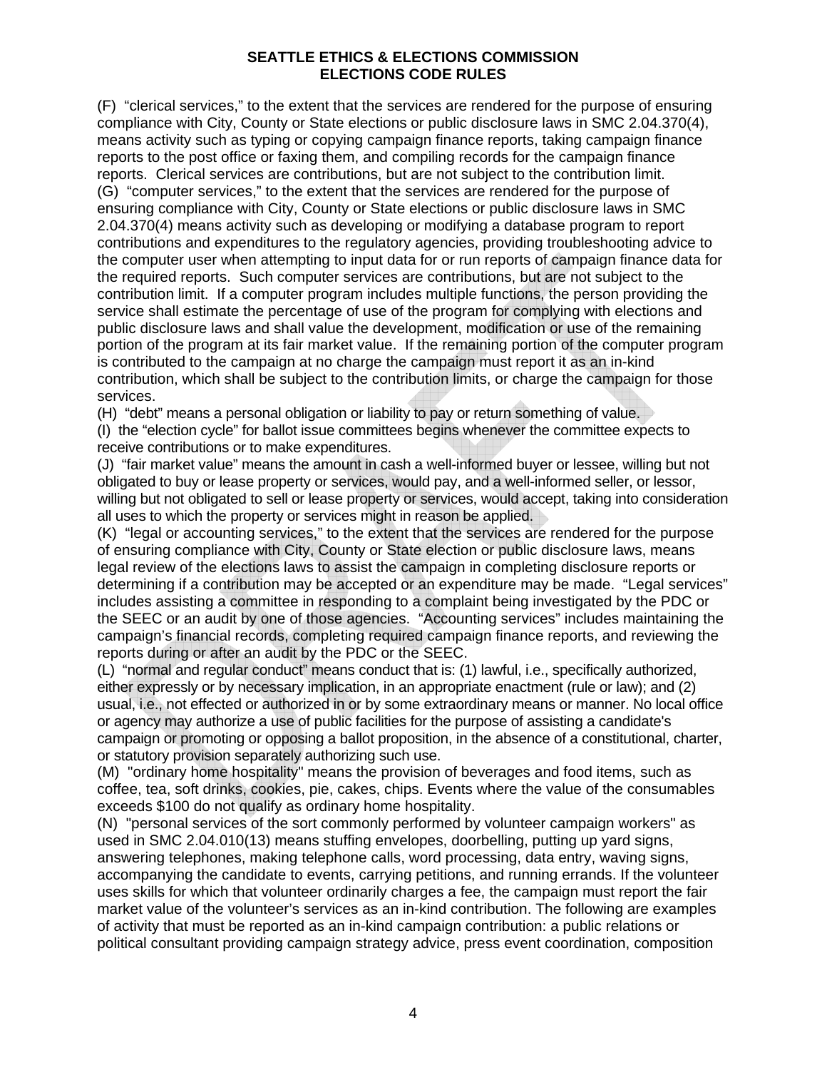**SEATTLE ETHICS & ELECTIONS COMMISSION**
**ELECTIONS CODE RULES**

(F) "clerical services," to the extent that the services are rendered for the purpose of ensuring compliance with City, County or State elections or public disclosure laws in SMC 2.04.370(4), means activity such as typing or copying campaign finance reports, taking campaign finance reports to the post office or faxing them, and compiling records for the campaign finance reports. Clerical services are contributions, but are not subject to the contribution limit.
(G) "computer services," to the extent that the services are rendered for the purpose of ensuring compliance with City, County or State elections or public disclosure laws in SMC 2.04.370(4) means activity such as developing or modifying a database program to report contributions and expenditures to the regulatory agencies, providing troubleshooting advice to the computer user when attempting to input data for or run reports of campaign finance data for the required reports. Such computer services are contributions, but are not subject to the contribution limit. If a computer program includes multiple functions, the person providing the service shall estimate the percentage of use of the program for complying with elections and public disclosure laws and shall value the development, modification or use of the remaining portion of the program at its fair market value. If the remaining portion of the computer program is contributed to the campaign at no charge the campaign must report it as an in-kind contribution, which shall be subject to the contribution limits, or charge the campaign for those services.
(H) "debt" means a personal obligation or liability to pay or return something of value.
(I) the "election cycle" for ballot issue committees begins whenever the committee expects to receive contributions or to make expenditures.
(J) "fair market value" means the amount in cash a well-informed buyer or lessee, willing but not obligated to buy or lease property or services, would pay, and a well-informed seller, or lessor, willing but not obligated to sell or lease property or services, would accept, taking into consideration all uses to which the property or services might in reason be applied.
(K) "legal or accounting services," to the extent that the services are rendered for the purpose of ensuring compliance with City, County or State election or public disclosure laws, means legal review of the elections laws to assist the campaign in completing disclosure reports or determining if a contribution may be accepted or an expenditure may be made. "Legal services" includes assisting a committee in responding to a complaint being investigated by the PDC or the SEEC or an audit by one of those agencies. "Accounting services" includes maintaining the campaign's financial records, completing required campaign finance reports, and reviewing the reports during or after an audit by the PDC or the SEEC.
(L) "normal and regular conduct" means conduct that is: (1) lawful, i.e., specifically authorized, either expressly or by necessary implication, in an appropriate enactment (rule or law); and (2) usual, i.e., not effected or authorized in or by some extraordinary means or manner. No local office or agency may authorize a use of public facilities for the purpose of assisting a candidate's campaign or promoting or opposing a ballot proposition, in the absence of a constitutional, charter, or statutory provision separately authorizing such use.
(M) "ordinary home hospitality" means the provision of beverages and food items, such as coffee, tea, soft drinks, cookies, pie, cakes, chips. Events where the value of the consumables exceeds $100 do not qualify as ordinary home hospitality.
(N) "personal services of the sort commonly performed by volunteer campaign workers" as used in SMC 2.04.010(13) means stuffing envelopes, doorbelling, putting up yard signs, answering telephones, making telephone calls, word processing, data entry, waving signs, accompanying the candidate to events, carrying petitions, and running errands. If the volunteer uses skills for which that volunteer ordinarily charges a fee, the campaign must report the fair market value of the volunteer's services as an in-kind contribution. The following are examples of activity that must be reported as an in-kind campaign contribution: a public relations or political consultant providing campaign strategy advice, press event coordination, composition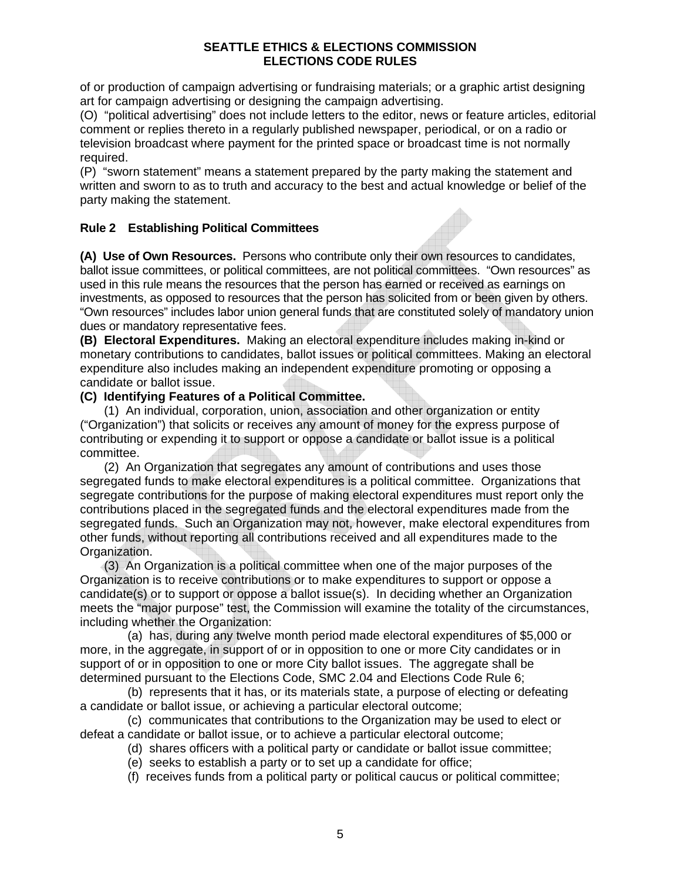of or production of campaign advertising or fundraising materials; or a graphic artist designing art for campaign advertising or designing the campaign advertising.

(O) "political advertising" does not include letters to the editor, news or feature articles, editorial comment or replies thereto in a regularly published newspaper, periodical, or on a radio or television broadcast where payment for the printed space or broadcast time is not normally required.

(P) "sworn statement" means a statement prepared by the party making the statement and written and sworn to as to truth and accuracy to the best and actual knowledge or belief of the party making the statement.

## Rule 2 Establishing Political Committees

**(A) Use of Own Resources.** Persons who contribute only their own resources to candidates, ballot issue committees, or political committees, are not political committees. "Own resources" as used in this rule means the resources that the person has earned or received as earnings on investments, as opposed to resources that the person has solicited from or been given by others. "Own resources" includes labor union general funds that are constituted solely of mandatory union dues or mandatory representative fees.

**(B) Electoral Expenditures.** Making an electoral expenditure includes making in-kind or monetary contributions to candidates, ballot issues or political committees. Making an electoral expenditure also includes making an independent expenditure promoting or opposing a candidate or ballot issue.

**(C) Identifying Features of a Political Committee.**

(1) An individual, corporation, union, association and other organization or entity ("Organization") that solicits or receives any amount of money for the express purpose of contributing or expending it to support or oppose a candidate or ballot issue is a political committee.

(2) An Organization that segregates any amount of contributions and uses those segregated funds to make electoral expenditures is a political committee. Organizations that segregate contributions for the purpose of making electoral expenditures must report only the contributions placed in the segregated funds and the electoral expenditures made from the segregated funds. Such an Organization may not, however, make electoral expenditures from other funds, without reporting all contributions received and all expenditures made to the Organization.

(3) An Organization is a political committee when one of the major purposes of the Organization is to receive contributions or to make expenditures to support or oppose a candidate(s) or to support or oppose a ballot issue(s). In deciding whether an Organization meets the "major purpose" test, the Commission will examine the totality of the circumstances, including whether the Organization:

(a) has, during any twelve month period made electoral expenditures of $5,000 or more, in the aggregate, in support of or in opposition to one or more City candidates or in support of or in opposition to one or more City ballot issues. The aggregate shall be determined pursuant to the Elections Code, SMC 2.04 and Elections Code Rule 6;

(b) represents that it has, or its materials state, a purpose of electing or defeating a candidate or ballot issue, or achieving a particular electoral outcome;

(c) communicates that contributions to the Organization may be used to elect or defeat a candidate or ballot issue, or to achieve a particular electoral outcome;

(d) shares officers with a political party or candidate or ballot issue committee;

(e) seeks to establish a party or to set up a candidate for office;

(f) receives funds from a political party or political caucus or political committee;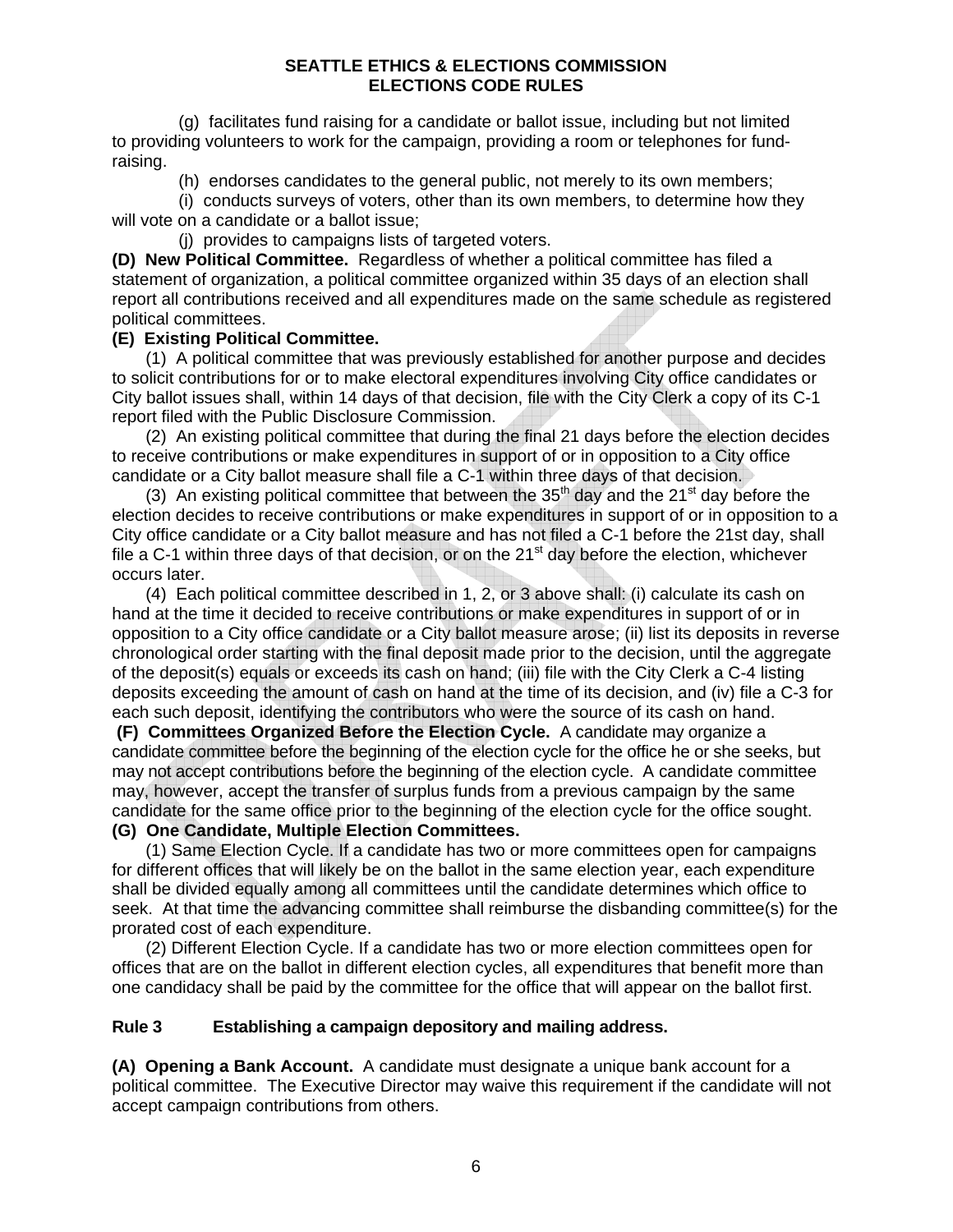(g) facilitates fund raising for a candidate or ballot issue, including but not limited to providing volunteers to work for the campaign, providing a room or telephones for fund-raising.

(h) endorses candidates to the general public, not merely to its own members;

(i) conducts surveys of voters, other than its own members, to determine how they will vote on a candidate or a ballot issue;

(j) provides to campaigns lists of targeted voters.

**(D) New Political Committee.** Regardless of whether a political committee has filed a statement of organization, a political committee organized within 35 days of an election shall report all contributions received and all expenditures made on the same schedule as registered political committees.

**(E) Existing Political Committee.**

(1) A political committee that was previously established for another purpose and decides to solicit contributions for or to make electoral expenditures involving City office candidates or City ballot issues shall, within 14 days of that decision, file with the City Clerk a copy of its C-1 report filed with the Public Disclosure Commission.

(2) An existing political committee that during the final 21 days before the election decides to receive contributions or make expenditures in support of or in opposition to a City office candidate or a City ballot measure shall file a C-1 within three days of that decision.

(3) An existing political committee that between the 35th day and the 21st day before the election decides to receive contributions or make expenditures in support of or in opposition to a City office candidate or a City ballot measure and has not filed a C-1 before the 21st day, shall file a C-1 within three days of that decision, or on the 21st day before the election, whichever occurs later.

(4) Each political committee described in 1, 2, or 3 above shall: (i) calculate its cash on hand at the time it decided to receive contributions or make expenditures in support of or in opposition to a City office candidate or a City ballot measure arose; (ii) list its deposits in reverse chronological order starting with the final deposit made prior to the decision, until the aggregate of the deposit(s) equals or exceeds its cash on hand; (iii) file with the City Clerk a C-4 listing deposits exceeding the amount of cash on hand at the time of its decision, and (iv) file a C-3 for each such deposit, identifying the contributors who were the source of its cash on hand.

**(F) Committees Organized Before the Election Cycle.** A candidate may organize a candidate committee before the beginning of the election cycle for the office he or she seeks, but may not accept contributions before the beginning of the election cycle. A candidate committee may, however, accept the transfer of surplus funds from a previous campaign by the same candidate for the same office prior to the beginning of the election cycle for the office sought.

**(G) One Candidate, Multiple Election Committees.**

(1) Same Election Cycle. If a candidate has two or more committees open for campaigns for different offices that will likely be on the ballot in the same election year, each expenditure shall be divided equally among all committees until the candidate determines which office to seek. At that time the advancing committee shall reimburse the disbanding committee(s) for the prorated cost of each expenditure.

(2) Different Election Cycle. If a candidate has two or more election committees open for offices that are on the ballot in different election cycles, all expenditures that benefit more than one candidacy shall be paid by the committee for the office that will appear on the ballot first.

## Rule 3 Establishing a campaign depository and mailing address.

**(A) Opening a Bank Account.** A candidate must designate a unique bank account for a political committee. The Executive Director may waive this requirement if the candidate will not accept campaign contributions from others.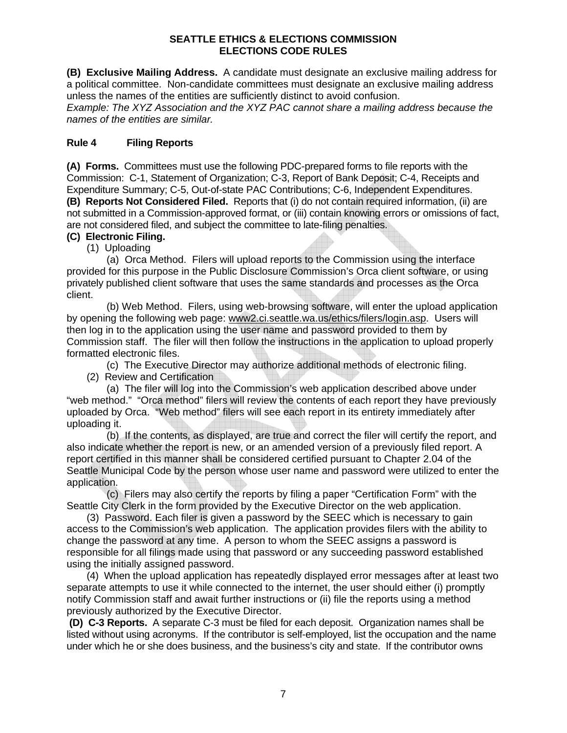**(B) Exclusive Mailing Address.** A candidate must designate an exclusive mailing address for a political committee. Non-candidate committees must designate an exclusive mailing address unless the names of the entities are sufficiently distinct to avoid confusion.
*Example: The XYZ Association and the XYZ PAC cannot share a mailing address because the names of the entities are similar.*

## Rule 4 Filing Reports

**(A) Forms.** Committees must use the following PDC-prepared forms to file reports with the Commission: C-1, Statement of Organization; C-3, Report of Bank Deposit; C-4, Receipts and Expenditure Summary; C-5, Out-of-state PAC Contributions; C-6, Independent Expenditures.

**(B) Reports Not Considered Filed.** Reports that (i) do not contain required information, (ii) are not submitted in a Commission-approved format, or (iii) contain knowing errors or omissions of fact, are not considered filed, and subject the committee to late-filing penalties.

**(C) Electronic Filing.**

(1) Uploading

(a) Orca Method. Filers will upload reports to the Commission using the interface provided for this purpose in the Public Disclosure Commission's Orca client software, or using privately published client software that uses the same standards and processes as the Orca client.

(b) Web Method. Filers, using web-browsing software, will enter the upload application by opening the following web page: www2.ci.seattle.wa.us/ethics/filers/login.asp. Users will then log in to the application using the user name and password provided to them by Commission staff. The filer will then follow the instructions in the application to upload properly formatted electronic files.

(c) The Executive Director may authorize additional methods of electronic filing.

(2) Review and Certification

(a) The filer will log into the Commission's web application described above under "web method." "Orca method" filers will review the contents of each report they have previously uploaded by Orca. "Web method" filers will see each report in its entirety immediately after uploading it.

(b) If the contents, as displayed, are true and correct the filer will certify the report, and also indicate whether the report is new, or an amended version of a previously filed report. A report certified in this manner shall be considered certified pursuant to Chapter 2.04 of the Seattle Municipal Code by the person whose user name and password were utilized to enter the application.

(c) Filers may also certify the reports by filing a paper "Certification Form" with the Seattle City Clerk in the form provided by the Executive Director on the web application.

(3) Password. Each filer is given a password by the SEEC which is necessary to gain access to the Commission's web application. The application provides filers with the ability to change the password at any time. A person to whom the SEEC assigns a password is responsible for all filings made using that password or any succeeding password established using the initially assigned password.

(4) When the upload application has repeatedly displayed error messages after at least two separate attempts to use it while connected to the internet, the user should either (i) promptly notify Commission staff and await further instructions or (ii) file the reports using a method previously authorized by the Executive Director.

**(D) C-3 Reports.** A separate C-3 must be filed for each deposit. Organization names shall be listed without using acronyms. If the contributor is self-employed, list the occupation and the name under which he or she does business, and the business's city and state. If the contributor owns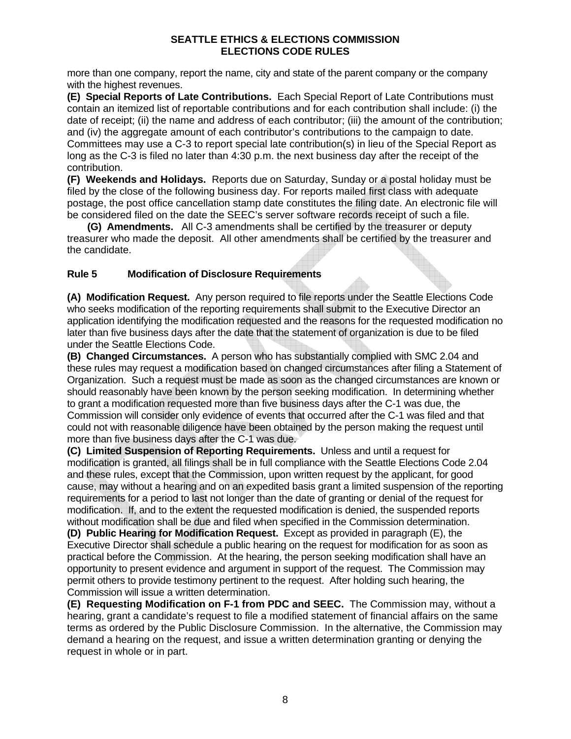more than one company, report the name, city and state of the parent company or the company with the highest revenues.

**(E) Special Reports of Late Contributions.** Each Special Report of Late Contributions must contain an itemized list of reportable contributions and for each contribution shall include: (i) the date of receipt; (ii) the name and address of each contributor; (iii) the amount of the contribution; and (iv) the aggregate amount of each contributor's contributions to the campaign to date. Committees may use a C-3 to report special late contribution(s) in lieu of the Special Report as long as the C-3 is filed no later than 4:30 p.m. the next business day after the receipt of the contribution.

**(F) Weekends and Holidays.** Reports due on Saturday, Sunday or a postal holiday must be filed by the close of the following business day. For reports mailed first class with adequate postage, the post office cancellation stamp date constitutes the filing date. An electronic file will be considered filed on the date the SEEC's server software records receipt of such a file.

**(G) Amendments.** All C-3 amendments shall be certified by the treasurer or deputy treasurer who made the deposit. All other amendments shall be certified by the treasurer and the candidate.

### Rule 5 Modification of Disclosure Requirements

**(A) Modification Request.** Any person required to file reports under the Seattle Elections Code who seeks modification of the reporting requirements shall submit to the Executive Director an application identifying the modification requested and the reasons for the requested modification no later than five business days after the date that the statement of organization is due to be filed under the Seattle Elections Code.

**(B) Changed Circumstances.** A person who has substantially complied with SMC 2.04 and these rules may request a modification based on changed circumstances after filing a Statement of Organization. Such a request must be made as soon as the changed circumstances are known or should reasonably have been known by the person seeking modification. In determining whether to grant a modification requested more than five business days after the C-1 was due, the Commission will consider only evidence of events that occurred after the C-1 was filed and that could not with reasonable diligence have been obtained by the person making the request until more than five business days after the C-1 was due.

**(C) Limited Suspension of Reporting Requirements.** Unless and until a request for modification is granted, all filings shall be in full compliance with the Seattle Elections Code 2.04 and these rules, except that the Commission, upon written request by the applicant, for good cause, may without a hearing and on an expedited basis grant a limited suspension of the reporting requirements for a period to last not longer than the date of granting or denial of the request for modification. If, and to the extent the requested modification is denied, the suspended reports without modification shall be due and filed when specified in the Commission determination.

**(D) Public Hearing for Modification Request.** Except as provided in paragraph (E), the Executive Director shall schedule a public hearing on the request for modification for as soon as practical before the Commission. At the hearing, the person seeking modification shall have an opportunity to present evidence and argument in support of the request. The Commission may permit others to provide testimony pertinent to the request. After holding such hearing, the Commission will issue a written determination.

**(E) Requesting Modification on F-1 from PDC and SEEC.** The Commission may, without a hearing, grant a candidate's request to file a modified statement of financial affairs on the same terms as ordered by the Public Disclosure Commission. In the alternative, the Commission may demand a hearing on the request, and issue a written determination granting or denying the request in whole or in part.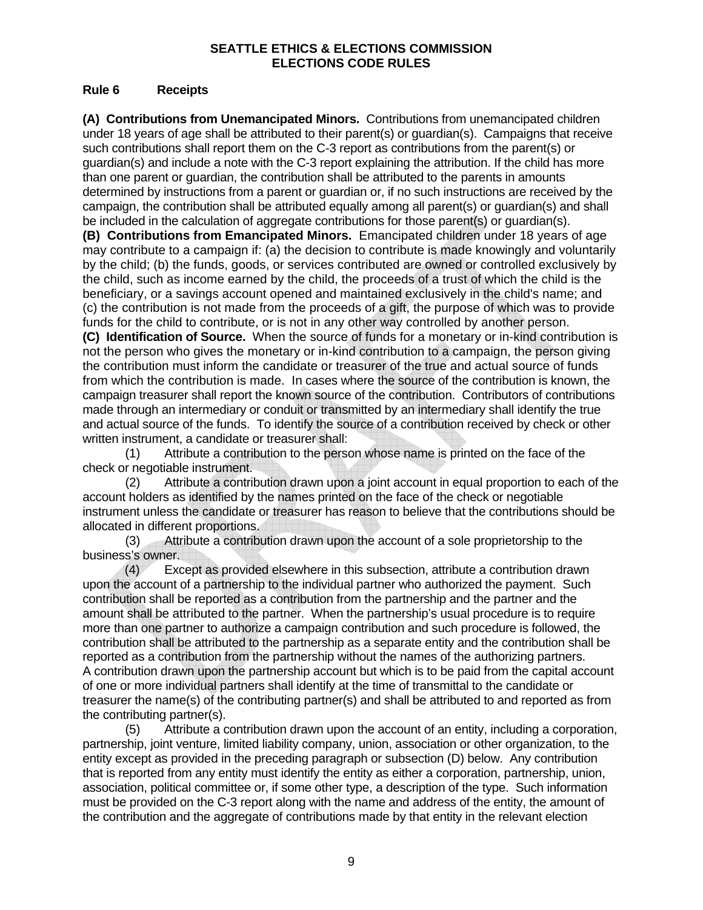**SEATTLE ETHICS & ELECTIONS COMMISSION**
**ELECTIONS CODE RULES**

## Rule 6 Receipts

**(A) Contributions from Unemancipated Minors.** Contributions from unemancipated children under 18 years of age shall be attributed to their parent(s) or guardian(s). Campaigns that receive such contributions shall report them on the C-3 report as contributions from the parent(s) or guardian(s) and include a note with the C-3 report explaining the attribution. If the child has more than one parent or guardian, the contribution shall be attributed to the parents in amounts determined by instructions from a parent or guardian or, if no such instructions are received by the campaign, the contribution shall be attributed equally among all parent(s) or guardian(s) and shall be included in the calculation of aggregate contributions for those parent(s) or guardian(s).

**(B) Contributions from Emancipated Minors.** Emancipated children under 18 years of age may contribute to a campaign if: (a) the decision to contribute is made knowingly and voluntarily by the child; (b) the funds, goods, or services contributed are owned or controlled exclusively by the child, such as income earned by the child, the proceeds of a trust of which the child is the beneficiary, or a savings account opened and maintained exclusively in the child's name; and (c) the contribution is not made from the proceeds of a gift, the purpose of which was to provide funds for the child to contribute, or is not in any other way controlled by another person.

**(C) Identification of Source.** When the source of funds for a monetary or in-kind contribution is not the person who gives the monetary or in-kind contribution to a campaign, the person giving the contribution must inform the candidate or treasurer of the true and actual source of funds from which the contribution is made. In cases where the source of the contribution is known, the campaign treasurer shall report the known source of the contribution. Contributors of contributions made through an intermediary or conduit or transmitted by an intermediary shall identify the true and actual source of the funds. To identify the source of a contribution received by check or other written instrument, a candidate or treasurer shall:

(1) Attribute a contribution to the person whose name is printed on the face of the check or negotiable instrument.

(2) Attribute a contribution drawn upon a joint account in equal proportion to each of the account holders as identified by the names printed on the face of the check or negotiable instrument unless the candidate or treasurer has reason to believe that the contributions should be allocated in different proportions.

(3) Attribute a contribution drawn upon the account of a sole proprietorship to the business's owner.

(4) Except as provided elsewhere in this subsection, attribute a contribution drawn upon the account of a partnership to the individual partner who authorized the payment. Such contribution shall be reported as a contribution from the partnership and the partner and the amount shall be attributed to the partner. When the partnership's usual procedure is to require more than one partner to authorize a campaign contribution and such procedure is followed, the contribution shall be attributed to the partnership as a separate entity and the contribution shall be reported as a contribution from the partnership without the names of the authorizing partners. A contribution drawn upon the partnership account but which is to be paid from the capital account of one or more individual partners shall identify at the time of transmittal to the candidate or treasurer the name(s) of the contributing partner(s) and shall be attributed to and reported as from the contributing partner(s).

(5) Attribute a contribution drawn upon the account of an entity, including a corporation, partnership, joint venture, limited liability company, union, association or other organization, to the entity except as provided in the preceding paragraph or subsection (D) below. Any contribution that is reported from any entity must identify the entity as either a corporation, partnership, union, association, political committee or, if some other type, a description of the type. Such information must be provided on the C-3 report along with the name and address of the entity, the amount of the contribution and the aggregate of contributions made by that entity in the relevant election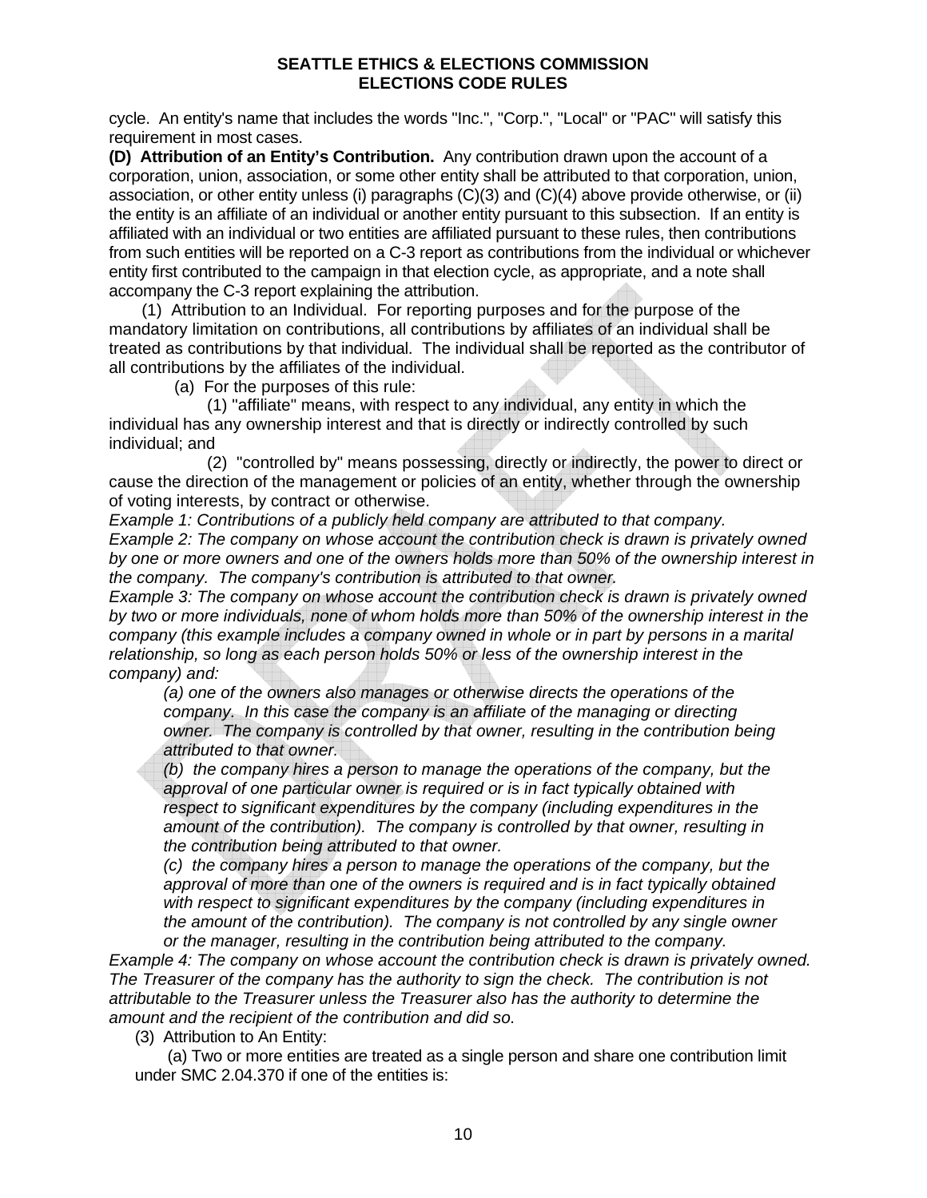cycle. An entity's name that includes the words "Inc.", "Corp.", "Local" or "PAC" will satisfy this requirement in most cases.

**(D) Attribution of an Entity's Contribution.** Any contribution drawn upon the account of a corporation, union, association, or some other entity shall be attributed to that corporation, union, association, or other entity unless (i) paragraphs (C)(3) and (C)(4) above provide otherwise, or (ii) the entity is an affiliate of an individual or another entity pursuant to this subsection. If an entity is affiliated with an individual or two entities are affiliated pursuant to these rules, then contributions from such entities will be reported on a C-3 report as contributions from the individual or whichever entity first contributed to the campaign in that election cycle, as appropriate, and a note shall accompany the C-3 report explaining the attribution.

(1) Attribution to an Individual. For reporting purposes and for the purpose of the mandatory limitation on contributions, all contributions by affiliates of an individual shall be treated as contributions by that individual. The individual shall be reported as the contributor of all contributions by the affiliates of the individual.

(a) For the purposes of this rule:

(1) "affiliate" means, with respect to any individual, any entity in which the individual has any ownership interest and that is directly or indirectly controlled by such individual; and

(2) "controlled by" means possessing, directly or indirectly, the power to direct or cause the direction of the management or policies of an entity, whether through the ownership of voting interests, by contract or otherwise.

*Example 1: Contributions of a publicly held company are attributed to that company.*

*Example 2: The company on whose account the contribution check is drawn is privately owned by one or more owners and one of the owners holds more than 50% of the ownership interest in the company. The company's contribution is attributed to that owner.*

*Example 3: The company on whose account the contribution check is drawn is privately owned by two or more individuals, none of whom holds more than 50% of the ownership interest in the company (this example includes a company owned in whole or in part by persons in a marital relationship, so long as each person holds 50% or less of the ownership interest in the company) and:*

*(a) one of the owners also manages or otherwise directs the operations of the company. In this case the company is an affiliate of the managing or directing owner. The company is controlled by that owner, resulting in the contribution being attributed to that owner.*

*(b) the company hires a person to manage the operations of the company, but the approval of one particular owner is required or is in fact typically obtained with respect to significant expenditures by the company (including expenditures in the amount of the contribution). The company is controlled by that owner, resulting in the contribution being attributed to that owner.*

*(c) the company hires a person to manage the operations of the company, but the approval of more than one of the owners is required and is in fact typically obtained with respect to significant expenditures by the company (including expenditures in the amount of the contribution). The company is not controlled by any single owner or the manager, resulting in the contribution being attributed to the company.*

*Example 4: The company on whose account the contribution check is drawn is privately owned. The Treasurer of the company has the authority to sign the check. The contribution is not attributable to the Treasurer unless the Treasurer also has the authority to determine the amount and the recipient of the contribution and did so.*

(3) Attribution to An Entity:

(a) Two or more entities are treated as a single person and share one contribution limit under SMC 2.04.370 if one of the entities is: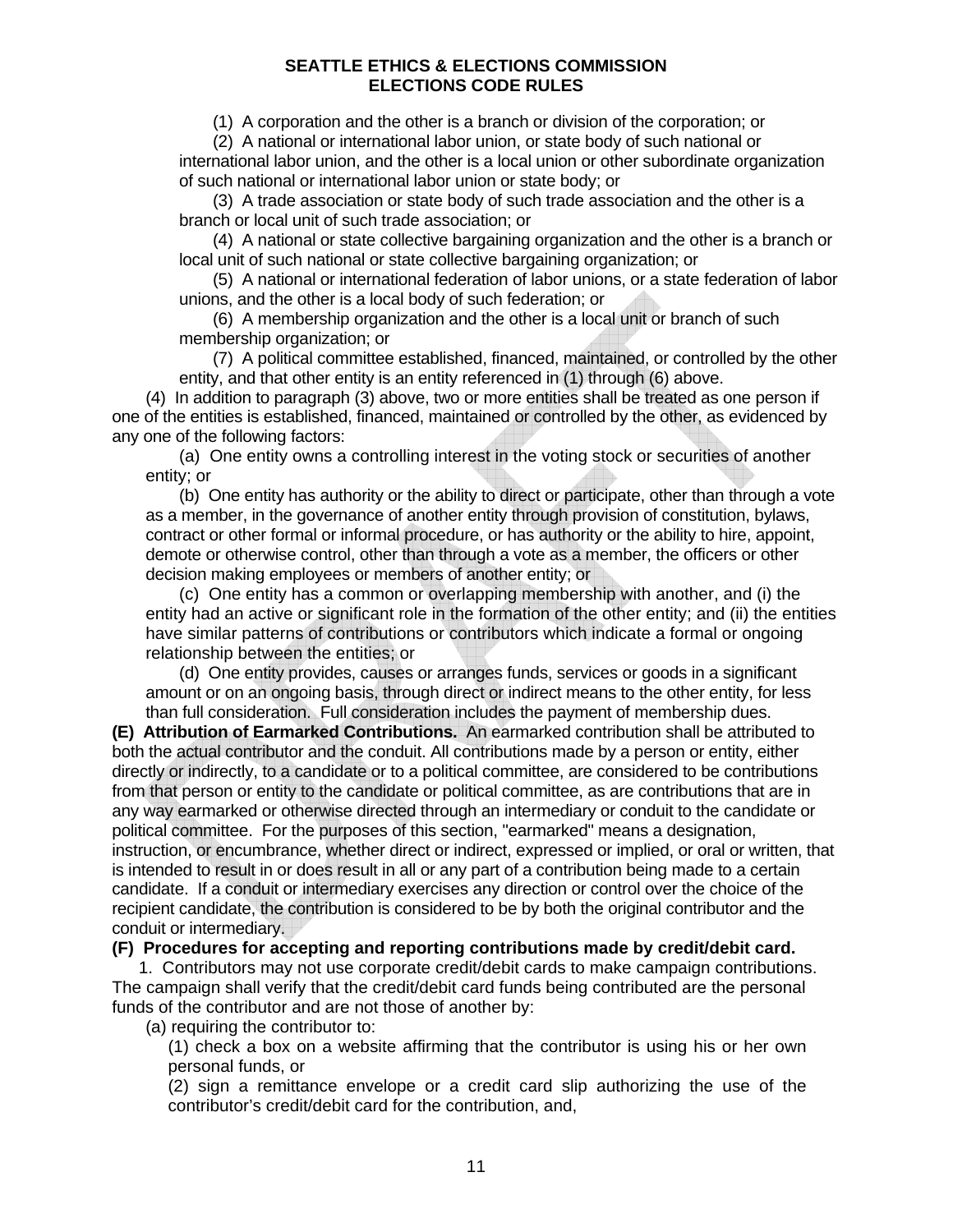(1) A corporation and the other is a branch or division of the corporation; or

(2) A national or international labor union, or state body of such national or international labor union, and the other is a local union or other subordinate organization of such national or international labor union or state body; or

(3) A trade association or state body of such trade association and the other is a branch or local unit of such trade association; or

(4) A national or state collective bargaining organization and the other is a branch or local unit of such national or state collective bargaining organization; or

(5) A national or international federation of labor unions, or a state federation of labor unions, and the other is a local body of such federation; or

(6) A membership organization and the other is a local unit or branch of such membership organization; or

(7) A political committee established, financed, maintained, or controlled by the other entity, and that other entity is an entity referenced in (1) through (6) above.

(4) In addition to paragraph (3) above, two or more entities shall be treated as one person if one of the entities is established, financed, maintained or controlled by the other, as evidenced by any one of the following factors:

(a) One entity owns a controlling interest in the voting stock or securities of another entity; or

(b) One entity has authority or the ability to direct or participate, other than through a vote as a member, in the governance of another entity through provision of constitution, bylaws, contract or other formal or informal procedure, or has authority or the ability to hire, appoint, demote or otherwise control, other than through a vote as a member, the officers or other decision making employees or members of another entity; or

(c) One entity has a common or overlapping membership with another, and (i) the entity had an active or significant role in the formation of the other entity; and (ii) the entities have similar patterns of contributions or contributors which indicate a formal or ongoing relationship between the entities; or

(d) One entity provides, causes or arranges funds, services or goods in a significant amount or on an ongoing basis, through direct or indirect means to the other entity, for less than full consideration. Full consideration includes the payment of membership dues.

**(E) Attribution of Earmarked Contributions.** An earmarked contribution shall be attributed to both the actual contributor and the conduit. All contributions made by a person or entity, either directly or indirectly, to a candidate or to a political committee, are considered to be contributions from that person or entity to the candidate or political committee, as are contributions that are in any way earmarked or otherwise directed through an intermediary or conduit to the candidate or political committee. For the purposes of this section, "earmarked" means a designation, instruction, or encumbrance, whether direct or indirect, expressed or implied, or oral or written, that is intended to result in or does result in all or any part of a contribution being made to a certain candidate. If a conduit or intermediary exercises any direction or control over the choice of the recipient candidate, the contribution is considered to be by both the original contributor and the conduit or intermediary.

**(F) Procedures for accepting and reporting contributions made by credit/debit card.**

1. Contributors may not use corporate credit/debit cards to make campaign contributions. The campaign shall verify that the credit/debit card funds being contributed are the personal funds of the contributor and are not those of another by:

(a) requiring the contributor to:

(1) check a box on a website affirming that the contributor is using his or her own personal funds, or

(2) sign a remittance envelope or a credit card slip authorizing the use of the contributor's credit/debit card for the contribution, and,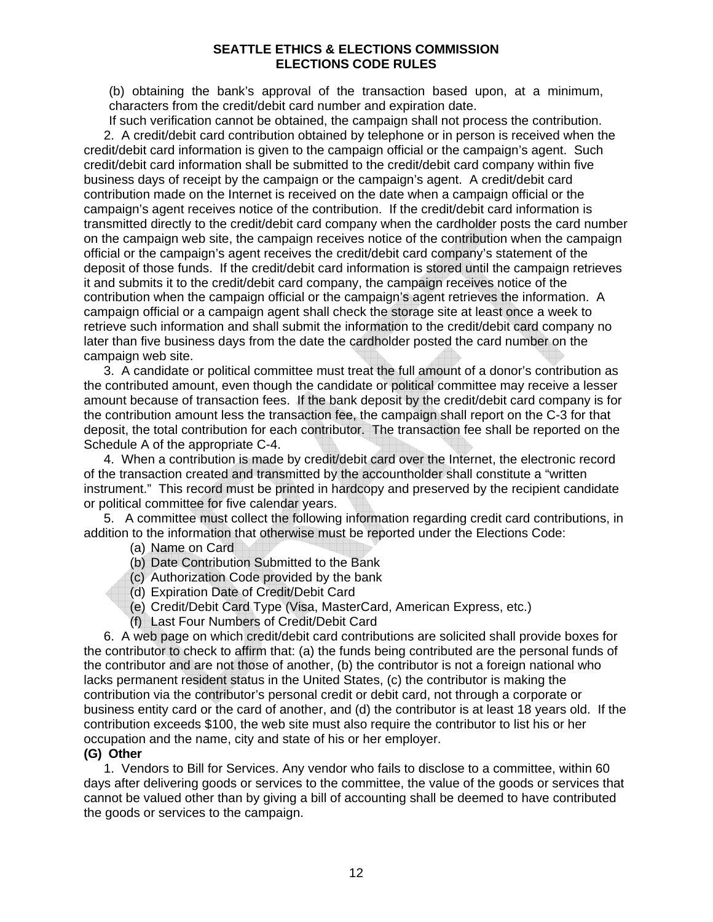(b) obtaining the bank's approval of the transaction based upon, at a minimum, characters from the credit/debit card number and expiration date.

If such verification cannot be obtained, the campaign shall not process the contribution.

2. A credit/debit card contribution obtained by telephone or in person is received when the credit/debit card information is given to the campaign official or the campaign's agent. Such credit/debit card information shall be submitted to the credit/debit card company within five business days of receipt by the campaign or the campaign's agent. A credit/debit card contribution made on the Internet is received on the date when a campaign official or the campaign's agent receives notice of the contribution. If the credit/debit card information is transmitted directly to the credit/debit card company when the cardholder posts the card number on the campaign web site, the campaign receives notice of the contribution when the campaign official or the campaign's agent receives the credit/debit card company's statement of the deposit of those funds. If the credit/debit card information is stored until the campaign retrieves it and submits it to the credit/debit card company, the campaign receives notice of the contribution when the campaign official or the campaign's agent retrieves the information. A campaign official or a campaign agent shall check the storage site at least once a week to retrieve such information and shall submit the information to the credit/debit card company no later than five business days from the date the cardholder posted the card number on the campaign web site.

3. A candidate or political committee must treat the full amount of a donor's contribution as the contributed amount, even though the candidate or political committee may receive a lesser amount because of transaction fees. If the bank deposit by the credit/debit card company is for the contribution amount less the transaction fee, the campaign shall report on the C-3 for that deposit, the total contribution for each contributor. The transaction fee shall be reported on the Schedule A of the appropriate C-4.

4. When a contribution is made by credit/debit card over the Internet, the electronic record of the transaction created and transmitted by the accountholder shall constitute a "written instrument." This record must be printed in hardcopy and preserved by the recipient candidate or political committee for five calendar years.

5. A committee must collect the following information regarding credit card contributions, in addition to the information that otherwise must be reported under the Elections Code:

(a) Name on Card
(b) Date Contribution Submitted to the Bank
(c) Authorization Code provided by the bank
(d) Expiration Date of Credit/Debit Card
(e) Credit/Debit Card Type (Visa, MasterCard, American Express, etc.)
(f) Last Four Numbers of Credit/Debit Card

6. A web page on which credit/debit card contributions are solicited shall provide boxes for the contributor to check to affirm that: (a) the funds being contributed are the personal funds of the contributor and are not those of another, (b) the contributor is not a foreign national who lacks permanent resident status in the United States, (c) the contributor is making the contribution via the contributor's personal credit or debit card, not through a corporate or business entity card or the card of another, and (d) the contributor is at least 18 years old. If the contribution exceeds $100, the web site must also require the contributor to list his or her occupation and the name, city and state of his or her employer.

**(G) Other**

1. Vendors to Bill for Services. Any vendor who fails to disclose to a committee, within 60 days after delivering goods or services to the committee, the value of the goods or services that cannot be valued other than by giving a bill of accounting shall be deemed to have contributed the goods or services to the campaign.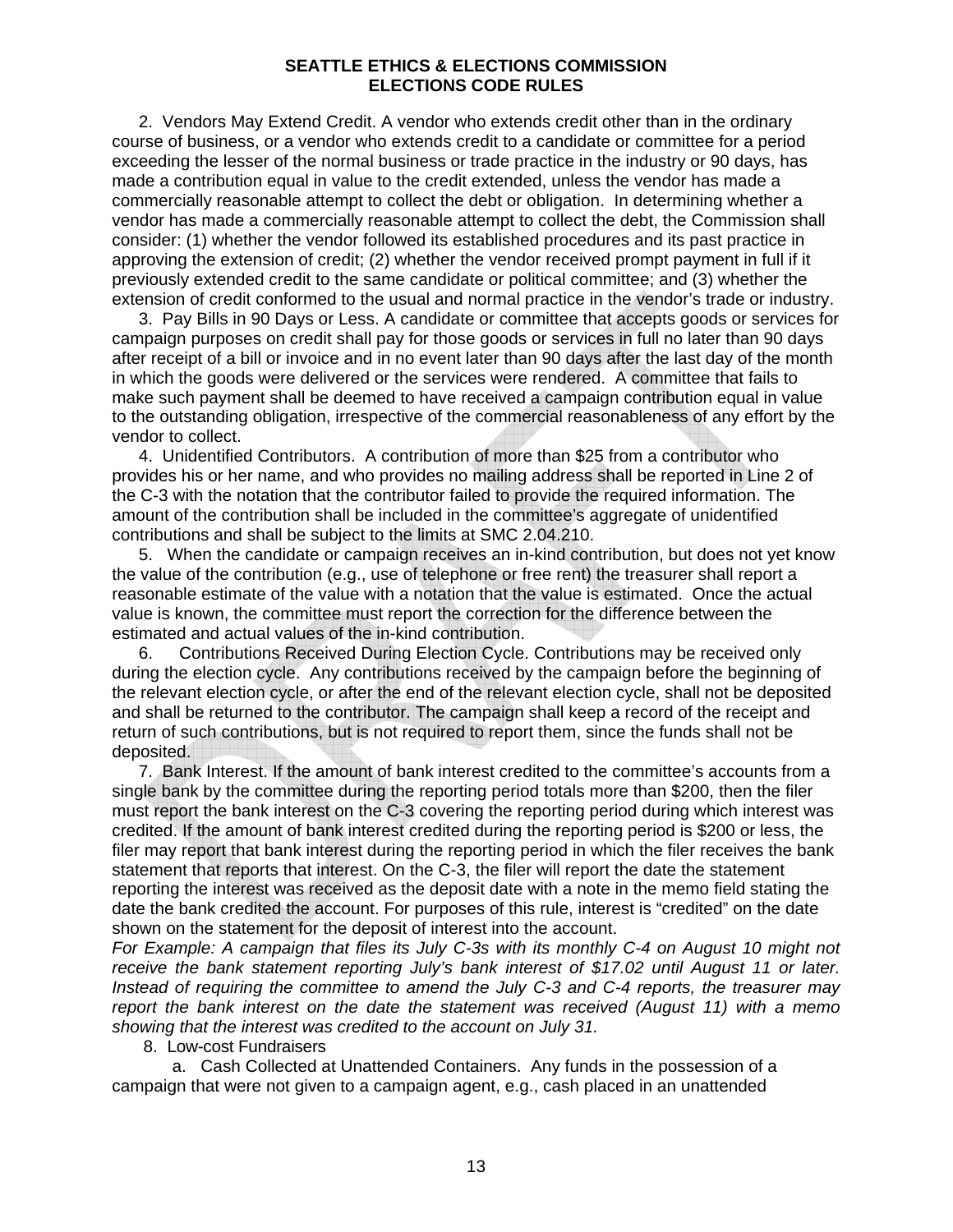**SEATTLE ETHICS & ELECTIONS COMMISSION**
**ELECTIONS CODE RULES**

2. Vendors May Extend Credit. A vendor who extends credit other than in the ordinary course of business, or a vendor who extends credit to a candidate or committee for a period exceeding the lesser of the normal business or trade practice in the industry or 90 days, has made a contribution equal in value to the credit extended, unless the vendor has made a commercially reasonable attempt to collect the debt or obligation. In determining whether a vendor has made a commercially reasonable attempt to collect the debt, the Commission shall consider: (1) whether the vendor followed its established procedures and its past practice in approving the extension of credit; (2) whether the vendor received prompt payment in full if it previously extended credit to the same candidate or political committee; and (3) whether the extension of credit conformed to the usual and normal practice in the vendor's trade or industry.

3. Pay Bills in 90 Days or Less. A candidate or committee that accepts goods or services for campaign purposes on credit shall pay for those goods or services in full no later than 90 days after receipt of a bill or invoice and in no event later than 90 days after the last day of the month in which the goods were delivered or the services were rendered. A committee that fails to make such payment shall be deemed to have received a campaign contribution equal in value to the outstanding obligation, irrespective of the commercial reasonableness of any effort by the vendor to collect.

4. Unidentified Contributors. A contribution of more than $25 from a contributor who provides his or her name, and who provides no mailing address shall be reported in Line 2 of the C-3 with the notation that the contributor failed to provide the required information. The amount of the contribution shall be included in the committee's aggregate of unidentified contributions and shall be subject to the limits at SMC 2.04.210.

5. When the candidate or campaign receives an in-kind contribution, but does not yet know the value of the contribution (e.g., use of telephone or free rent) the treasurer shall report a reasonable estimate of the value with a notation that the value is estimated. Once the actual value is known, the committee must report the correction for the difference between the estimated and actual values of the in-kind contribution.

6. Contributions Received During Election Cycle. Contributions may be received only during the election cycle. Any contributions received by the campaign before the beginning of the relevant election cycle, or after the end of the relevant election cycle, shall not be deposited and shall be returned to the contributor. The campaign shall keep a record of the receipt and return of such contributions, but is not required to report them, since the funds shall not be deposited.

7. Bank Interest. If the amount of bank interest credited to the committee's accounts from a single bank by the committee during the reporting period totals more than $200, then the filer must report the bank interest on the C-3 covering the reporting period during which interest was credited. If the amount of bank interest credited during the reporting period is $200 or less, the filer may report that bank interest during the reporting period in which the filer receives the bank statement that reports that interest. On the C-3, the filer will report the date the statement reporting the interest was received as the deposit date with a note in the memo field stating the date the bank credited the account. For purposes of this rule, interest is "credited" on the date shown on the statement for the deposit of interest into the account.

*For Example: A campaign that files its July C-3s with its monthly C-4 on August 10 might not receive the bank statement reporting July's bank interest of $17.02 until August 11 or later. Instead of requiring the committee to amend the July C-3 and C-4 reports, the treasurer may report the bank interest on the date the statement was received (August 11) with a memo showing that the interest was credited to the account on July 31.*

8. Low-cost Fundraisers

a. Cash Collected at Unattended Containers. Any funds in the possession of a campaign that were not given to a campaign agent, e.g., cash placed in an unattended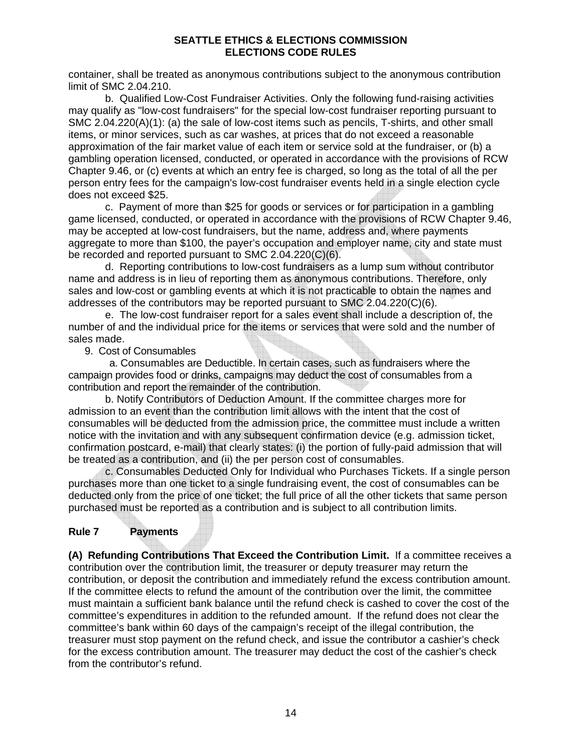container, shall be treated as anonymous contributions subject to the anonymous contribution limit of SMC 2.04.210.

b. Qualified Low-Cost Fundraiser Activities. Only the following fund-raising activities may qualify as "low-cost fundraisers" for the special low-cost fundraiser reporting pursuant to SMC 2.04.220(A)(1): (a) the sale of low-cost items such as pencils, T-shirts, and other small items, or minor services, such as car washes, at prices that do not exceed a reasonable approximation of the fair market value of each item or service sold at the fundraiser, or (b) a gambling operation licensed, conducted, or operated in accordance with the provisions of RCW Chapter 9.46, or (c) events at which an entry fee is charged, so long as the total of all the per person entry fees for the campaign's low-cost fundraiser events held in a single election cycle does not exceed $25.

c. Payment of more than $25 for goods or services or for participation in a gambling game licensed, conducted, or operated in accordance with the provisions of RCW Chapter 9.46, may be accepted at low-cost fundraisers, but the name, address and, where payments aggregate to more than $100, the payer's occupation and employer name, city and state must be recorded and reported pursuant to SMC 2.04.220(C)(6).

d. Reporting contributions to low-cost fundraisers as a lump sum without contributor name and address is in lieu of reporting them as anonymous contributions. Therefore, only sales and low-cost or gambling events at which it is not practicable to obtain the names and addresses of the contributors may be reported pursuant to SMC 2.04.220(C)(6).

e. The low-cost fundraiser report for a sales event shall include a description of, the number of and the individual price for the items or services that were sold and the number of sales made.

9. Cost of Consumables

a. Consumables are Deductible. In certain cases, such as fundraisers where the campaign provides food or drinks, campaigns may deduct the cost of consumables from a contribution and report the remainder of the contribution.

b. Notify Contributors of Deduction Amount. If the committee charges more for admission to an event than the contribution limit allows with the intent that the cost of consumables will be deducted from the admission price, the committee must include a written notice with the invitation and with any subsequent confirmation device (e.g. admission ticket, confirmation postcard, e-mail) that clearly states: (i) the portion of fully-paid admission that will be treated as a contribution, and (ii) the per person cost of consumables.

c. Consumables Deducted Only for Individual who Purchases Tickets. If a single person purchases more than one ticket to a single fundraising event, the cost of consumables can be deducted only from the price of one ticket; the full price of all the other tickets that same person purchased must be reported as a contribution and is subject to all contribution limits.

## Rule 7 Payments

**(A) Refunding Contributions That Exceed the Contribution Limit.** If a committee receives a contribution over the contribution limit, the treasurer or deputy treasurer may return the contribution, or deposit the contribution and immediately refund the excess contribution amount. If the committee elects to refund the amount of the contribution over the limit, the committee must maintain a sufficient bank balance until the refund check is cashed to cover the cost of the committee's expenditures in addition to the refunded amount. If the refund does not clear the committee's bank within 60 days of the campaign's receipt of the illegal contribution, the treasurer must stop payment on the refund check, and issue the contributor a cashier's check for the excess contribution amount. The treasurer may deduct the cost of the cashier's check from the contributor's refund.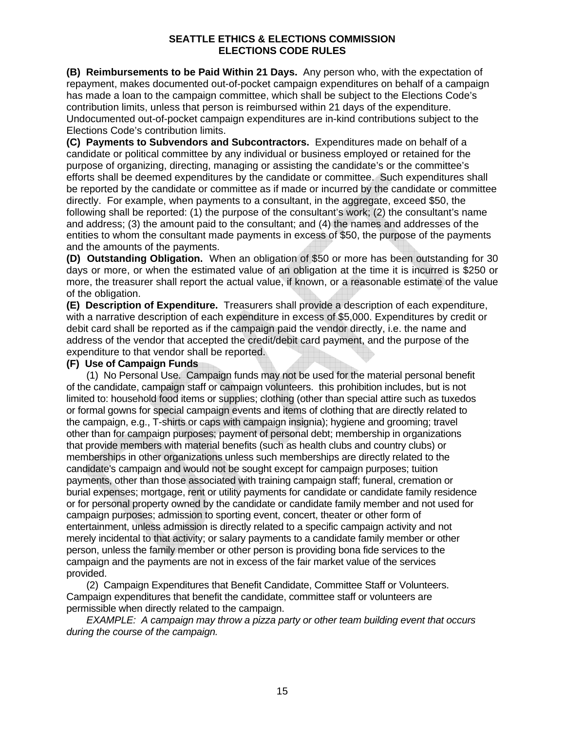**(B) Reimbursements to be Paid Within 21 Days.** Any person who, with the expectation of repayment, makes documented out-of-pocket campaign expenditures on behalf of a campaign has made a loan to the campaign committee, which shall be subject to the Elections Code's contribution limits, unless that person is reimbursed within 21 days of the expenditure. Undocumented out-of-pocket campaign expenditures are in-kind contributions subject to the Elections Code's contribution limits.

**(C) Payments to Subvendors and Subcontractors.** Expenditures made on behalf of a candidate or political committee by any individual or business employed or retained for the purpose of organizing, directing, managing or assisting the candidate's or the committee's efforts shall be deemed expenditures by the candidate or committee. Such expenditures shall be reported by the candidate or committee as if made or incurred by the candidate or committee directly. For example, when payments to a consultant, in the aggregate, exceed $50, the following shall be reported: (1) the purpose of the consultant's work; (2) the consultant's name and address; (3) the amount paid to the consultant; and (4) the names and addresses of the entities to whom the consultant made payments in excess of $50, the purpose of the payments and the amounts of the payments.

**(D) Outstanding Obligation.** When an obligation of $50 or more has been outstanding for 30 days or more, or when the estimated value of an obligation at the time it is incurred is $250 or more, the treasurer shall report the actual value, if known, or a reasonable estimate of the value of the obligation.

**(E) Description of Expenditure.** Treasurers shall provide a description of each expenditure, with a narrative description of each expenditure in excess of $5,000. Expenditures by credit or debit card shall be reported as if the campaign paid the vendor directly, i.e. the name and address of the vendor that accepted the credit/debit card payment, and the purpose of the expenditure to that vendor shall be reported.

**(F) Use of Campaign Funds**

(1) No Personal Use. Campaign funds may not be used for the material personal benefit of the candidate, campaign staff or campaign volunteers. this prohibition includes, but is not limited to: household food items or supplies; clothing (other than special attire such as tuxedos or formal gowns for special campaign events and items of clothing that are directly related to the campaign, e.g., T-shirts or caps with campaign insignia); hygiene and grooming; travel other than for campaign purposes; payment of personal debt; membership in organizations that provide members with material benefits (such as health clubs and country clubs) or memberships in other organizations unless such memberships are directly related to the candidate's campaign and would not be sought except for campaign purposes; tuition payments, other than those associated with training campaign staff; funeral, cremation or burial expenses; mortgage, rent or utility payments for candidate or candidate family residence or for personal property owned by the candidate or candidate family member and not used for campaign purposes; admission to sporting event, concert, theater or other form of entertainment, unless admission is directly related to a specific campaign activity and not merely incidental to that activity; or salary payments to a candidate family member or other person, unless the family member or other person is providing bona fide services to the campaign and the payments are not in excess of the fair market value of the services provided.

(2) Campaign Expenditures that Benefit Candidate, Committee Staff or Volunteers. Campaign expenditures that benefit the candidate, committee staff or volunteers are permissible when directly related to the campaign.

*EXAMPLE: A campaign may throw a pizza party or other team building event that occurs during the course of the campaign.*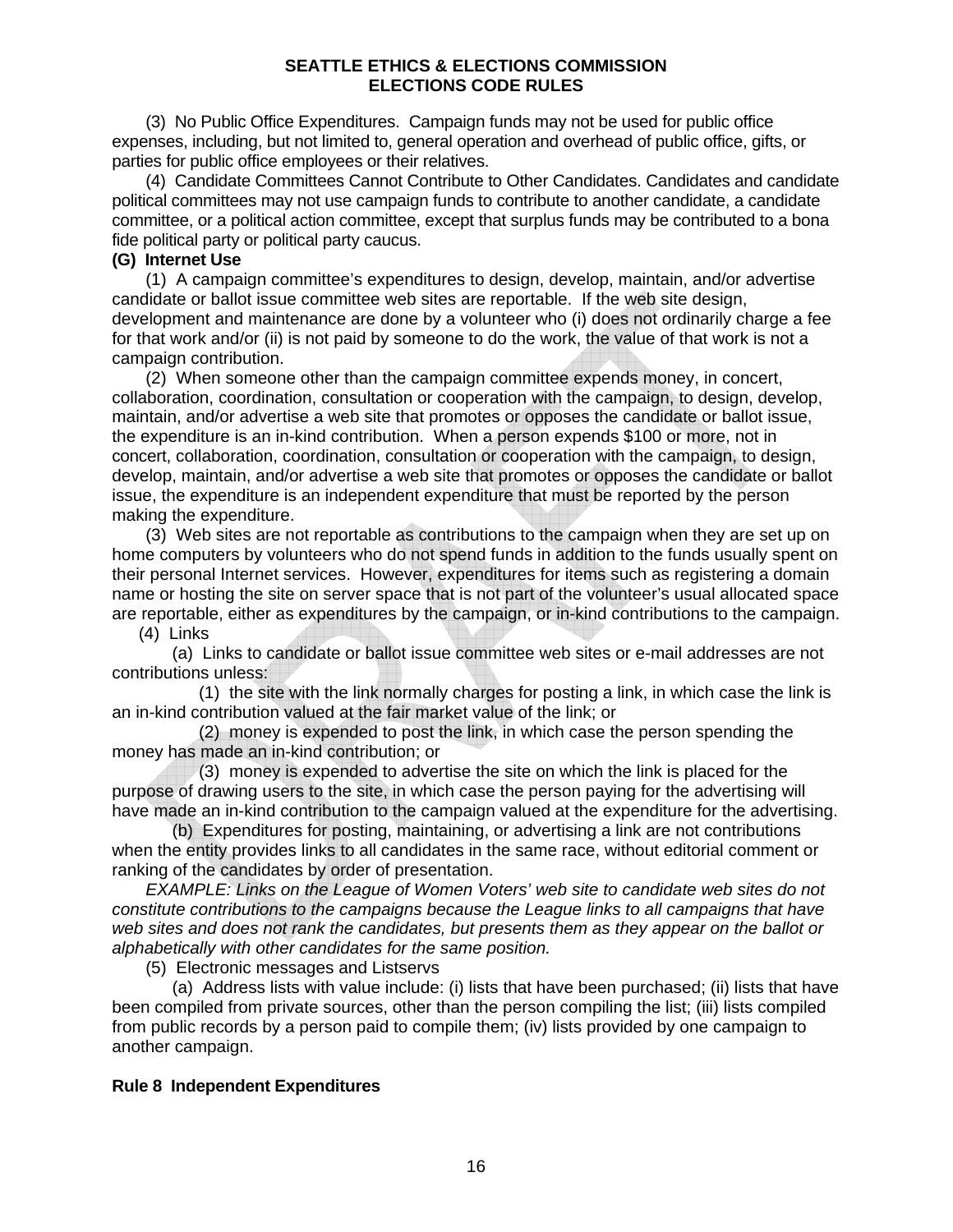(3) No Public Office Expenditures. Campaign funds may not be used for public office expenses, including, but not limited to, general operation and overhead of public office, gifts, or parties for public office employees or their relatives.

(4) Candidate Committees Cannot Contribute to Other Candidates. Candidates and candidate political committees may not use campaign funds to contribute to another candidate, a candidate committee, or a political action committee, except that surplus funds may be contributed to a bona fide political party or political party caucus.

**(G) Internet Use**

(1) A campaign committee's expenditures to design, develop, maintain, and/or advertise candidate or ballot issue committee web sites are reportable. If the web site design, development and maintenance are done by a volunteer who (i) does not ordinarily charge a fee for that work and/or (ii) is not paid by someone to do the work, the value of that work is not a campaign contribution.

(2) When someone other than the campaign committee expends money, in concert, collaboration, coordination, consultation or cooperation with the campaign, to design, develop, maintain, and/or advertise a web site that promotes or opposes the candidate or ballot issue, the expenditure is an in-kind contribution. When a person expends $100 or more, not in concert, collaboration, coordination, consultation or cooperation with the campaign, to design, develop, maintain, and/or advertise a web site that promotes or opposes the candidate or ballot issue, the expenditure is an independent expenditure that must be reported by the person making the expenditure.

(3) Web sites are not reportable as contributions to the campaign when they are set up on home computers by volunteers who do not spend funds in addition to the funds usually spent on their personal Internet services. However, expenditures for items such as registering a domain name or hosting the site on server space that is not part of the volunteer's usual allocated space are reportable, either as expenditures by the campaign, or in-kind contributions to the campaign.

(4) Links

(a) Links to candidate or ballot issue committee web sites or e-mail addresses are not contributions unless:

(1) the site with the link normally charges for posting a link, in which case the link is an in-kind contribution valued at the fair market value of the link; or

(2) money is expended to post the link, in which case the person spending the money has made an in-kind contribution; or

(3) money is expended to advertise the site on which the link is placed for the purpose of drawing users to the site, in which case the person paying for the advertising will have made an in-kind contribution to the campaign valued at the expenditure for the advertising.

(b) Expenditures for posting, maintaining, or advertising a link are not contributions when the entity provides links to all candidates in the same race, without editorial comment or ranking of the candidates by order of presentation.

*EXAMPLE: Links on the League of Women Voters' web site to candidate web sites do not constitute contributions to the campaigns because the League links to all campaigns that have web sites and does not rank the candidates, but presents them as they appear on the ballot or alphabetically with other candidates for the same position.*

(5) Electronic messages and Listservs

(a) Address lists with value include: (i) lists that have been purchased; (ii) lists that have been compiled from private sources, other than the person compiling the list; (iii) lists compiled from public records by a person paid to compile them; (iv) lists provided by one campaign to another campaign.

**Rule 8 Independent Expenditures**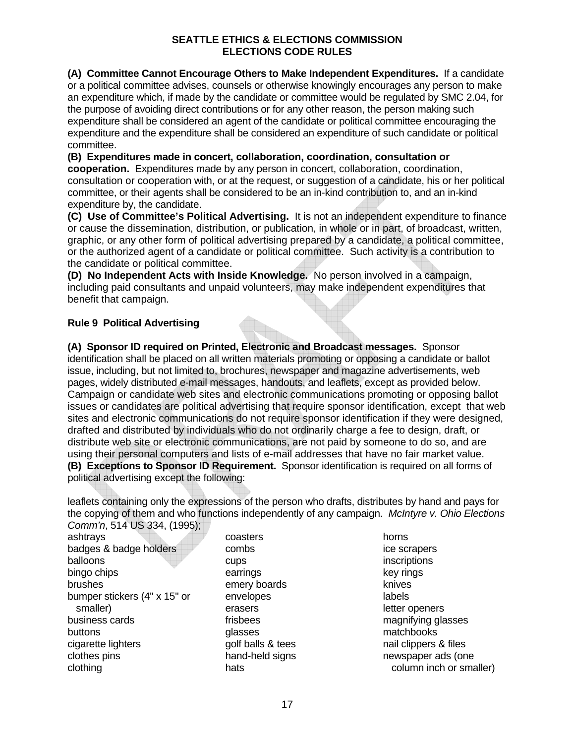**SEATTLE ETHICS & ELECTIONS COMMISSION**
**ELECTIONS CODE RULES**

**(A) Committee Cannot Encourage Others to Make Independent Expenditures.** If a candidate or a political committee advises, counsels or otherwise knowingly encourages any person to make an expenditure which, if made by the candidate or committee would be regulated by SMC 2.04, for the purpose of avoiding direct contributions or for any other reason, the person making such expenditure shall be considered an agent of the candidate or political committee encouraging the expenditure and the expenditure shall be considered an expenditure of such candidate or political committee.

**(B) Expenditures made in concert, collaboration, coordination, consultation or cooperation.** Expenditures made by any person in concert, collaboration, coordination, consultation or cooperation with, or at the request, or suggestion of a candidate, his or her political committee, or their agents shall be considered to be an in-kind contribution to, and an in-kind expenditure by, the candidate.

**(C) Use of Committee's Political Advertising.** It is not an independent expenditure to finance or cause the dissemination, distribution, or publication, in whole or in part, of broadcast, written, graphic, or any other form of political advertising prepared by a candidate, a political committee, or the authorized agent of a candidate or political committee. Such activity is a contribution to the candidate or political committee.

**(D) No Independent Acts with Inside Knowledge.** No person involved in a campaign, including paid consultants and unpaid volunteers, may make independent expenditures that benefit that campaign.

### Rule 9 Political Advertising

**(A) Sponsor ID required on Printed, Electronic and Broadcast messages.** Sponsor identification shall be placed on all written materials promoting or opposing a candidate or ballot issue, including, but not limited to, brochures, newspaper and magazine advertisements, web pages, widely distributed e-mail messages, handouts, and leaflets, except as provided below. Campaign or candidate web sites and electronic communications promoting or opposing ballot issues or candidates are political advertising that require sponsor identification, except that web sites and electronic communications do not require sponsor identification if they were designed, drafted and distributed by individuals who do not ordinarily charge a fee to design, draft, or distribute web site or electronic communications, are not paid by someone to do so, and are using their personal computers and lists of e-mail addresses that have no fair market value.

**(B) Exceptions to Sponsor ID Requirement.** Sponsor identification is required on all forms of political advertising except the following:

leaflets containing only the expressions of the person who drafts, distributes by hand and pays for the copying of them and who functions independently of any campaign. *McIntyre v. Ohio Elections Comm'n*, 514 US 334, (1995);

- ashtrays
- badges & badge holders
- balloons
- bingo chips
- brushes
- bumper stickers (4" x 15" or smaller)
- business cards
- buttons
- cigarette lighters
- clothes pins
- clothing
- coasters
- combs
- cups
- earrings
- emery boards
- envelopes
- erasers
- frisbees
- glasses
- golf balls & tees
- hand-held signs
- hats
- horns
- ice scrapers
- inscriptions
- key rings
- knives
- labels
- letter openers
- magnifying glasses
- matchbooks
- nail clippers & files
- newspaper ads (one column inch or smaller)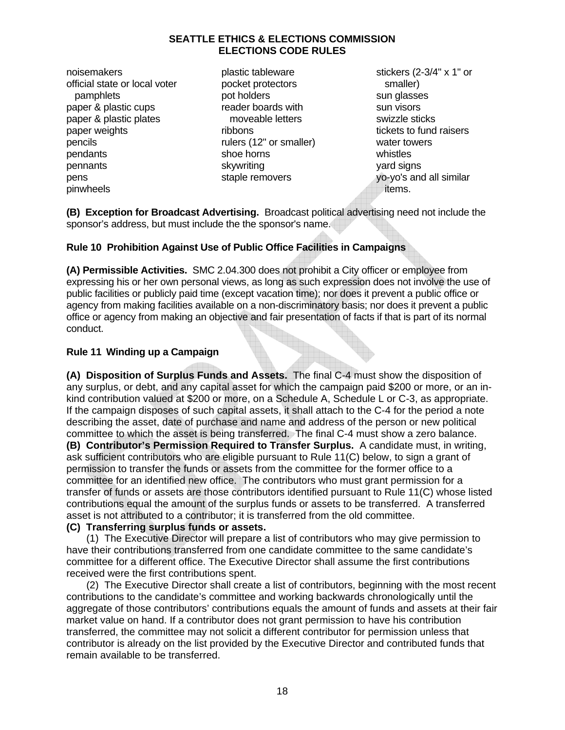noisemakers
official state or local voter pamphlets
paper & plastic cups
paper & plastic plates
paper weights
pencils
pendants
pennants
pens
pinwheels
plastic tableware
pocket protectors
pot holders
reader boards with moveable letters
ribbons
rulers (12" or smaller)
shoe horns
skywriting
staple removers
stickers (2-3/4" x 1" or smaller)
sun glasses
sun visors
swizzle sticks
tickets to fund raisers
water towers
whistles
yard signs
yo-yo's and all similar items.

**(B) Exception for Broadcast Advertising.** Broadcast political advertising need not include the sponsor's address, but must include the the sponsor's name.

### Rule 10 Prohibition Against Use of Public Office Facilities in Campaigns

**(A) Permissible Activities.** SMC 2.04.300 does not prohibit a City officer or employee from expressing his or her own personal views, as long as such expression does not involve the use of public facilities or publicly paid time (except vacation time); nor does it prevent a public office or agency from making facilities available on a non-discriminatory basis; nor does it prevent a public office or agency from making an objective and fair presentation of facts if that is part of its normal conduct.

### Rule 11 Winding up a Campaign

**(A) Disposition of Surplus Funds and Assets.** The final C-4 must show the disposition of any surplus, or debt, and any capital asset for which the campaign paid $200 or more, or an in-kind contribution valued at $200 or more, on a Schedule A, Schedule L or C-3, as appropriate. If the campaign disposes of such capital assets, it shall attach to the C-4 for the period a note describing the asset, date of purchase and name and address of the person or new political committee to which the asset is being transferred. The final C-4 must show a zero balance.

**(B) Contributor's Permission Required to Transfer Surplus.** A candidate must, in writing, ask sufficient contributors who are eligible pursuant to Rule 11(C) below, to sign a grant of permission to transfer the funds or assets from the committee for the former office to a committee for an identified new office. The contributors who must grant permission for a transfer of funds or assets are those contributors identified pursuant to Rule 11(C) whose listed contributions equal the amount of the surplus funds or assets to be transferred. A transferred asset is not attributed to a contributor; it is transferred from the old committee.

**(C) Transferring surplus funds or assets.**

(1) The Executive Director will prepare a list of contributors who may give permission to have their contributions transferred from one candidate committee to the same candidate's committee for a different office. The Executive Director shall assume the first contributions received were the first contributions spent.

(2) The Executive Director shall create a list of contributors, beginning with the most recent contributions to the candidate's committee and working backwards chronologically until the aggregate of those contributors' contributions equals the amount of funds and assets at their fair market value on hand. If a contributor does not grant permission to have his contribution transferred, the committee may not solicit a different contributor for permission unless that contributor is already on the list provided by the Executive Director and contributed funds that remain available to be transferred.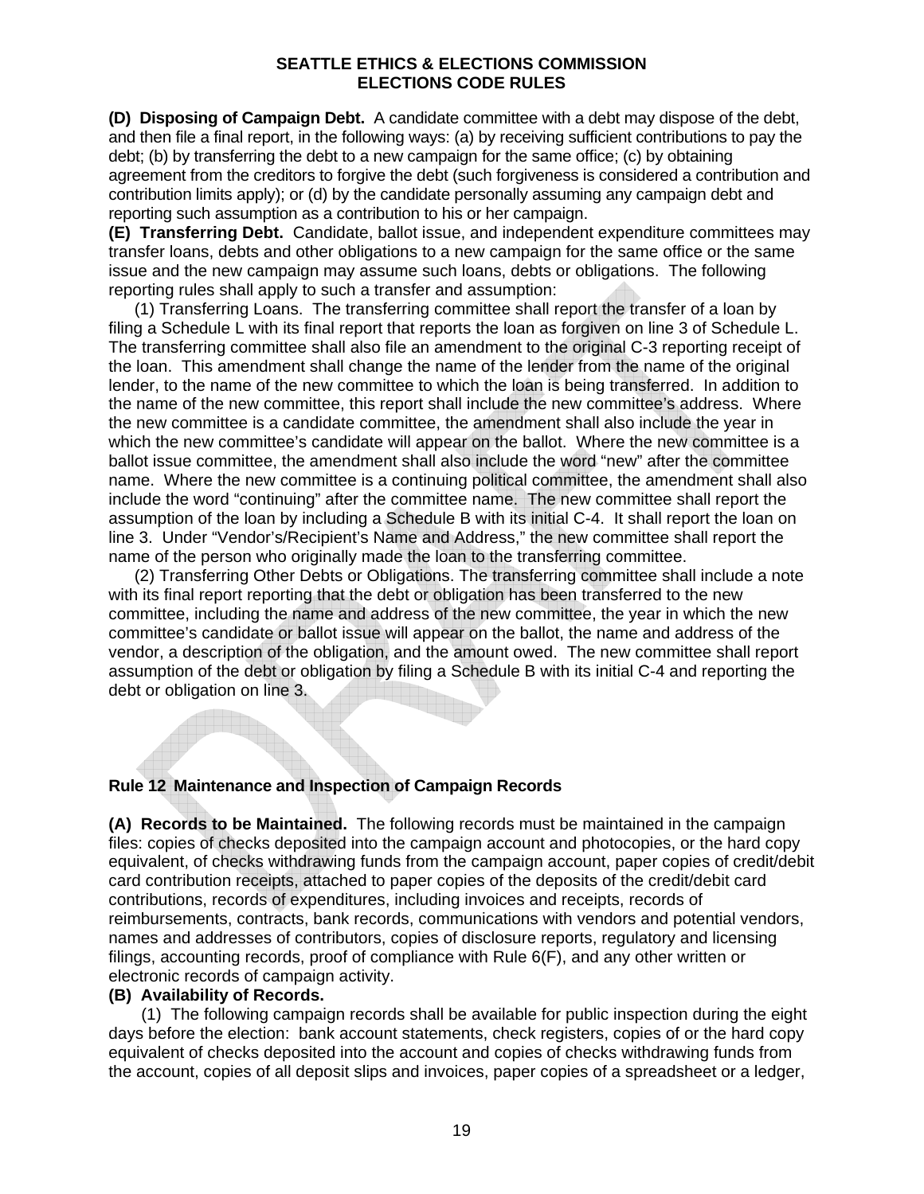**(D) Disposing of Campaign Debt.** A candidate committee with a debt may dispose of the debt, and then file a final report, in the following ways: (a) by receiving sufficient contributions to pay the debt; (b) by transferring the debt to a new campaign for the same office; (c) by obtaining agreement from the creditors to forgive the debt (such forgiveness is considered a contribution and contribution limits apply); or (d) by the candidate personally assuming any campaign debt and reporting such assumption as a contribution to his or her campaign.

**(E) Transferring Debt.** Candidate, ballot issue, and independent expenditure committees may transfer loans, debts and other obligations to a new campaign for the same office or the same issue and the new campaign may assume such loans, debts or obligations. The following reporting rules shall apply to such a transfer and assumption:

(1) Transferring Loans. The transferring committee shall report the transfer of a loan by filing a Schedule L with its final report that reports the loan as forgiven on line 3 of Schedule L. The transferring committee shall also file an amendment to the original C-3 reporting receipt of the loan. This amendment shall change the name of the lender from the name of the original lender, to the name of the new committee to which the loan is being transferred. In addition to the name of the new committee, this report shall include the new committee's address. Where the new committee is a candidate committee, the amendment shall also include the year in which the new committee's candidate will appear on the ballot. Where the new committee is a ballot issue committee, the amendment shall also include the word "new" after the committee name. Where the new committee is a continuing political committee, the amendment shall also include the word "continuing" after the committee name. The new committee shall report the assumption of the loan by including a Schedule B with its initial C-4. It shall report the loan on line 3. Under "Vendor's/Recipient's Name and Address," the new committee shall report the name of the person who originally made the loan to the transferring committee.

(2) Transferring Other Debts or Obligations. The transferring committee shall include a note with its final report reporting that the debt or obligation has been transferred to the new committee, including the name and address of the new committee, the year in which the new committee's candidate or ballot issue will appear on the ballot, the name and address of the vendor, a description of the obligation, and the amount owed. The new committee shall report assumption of the debt or obligation by filing a Schedule B with its initial C-4 and reporting the debt or obligation on line 3.

## Rule 12 Maintenance and Inspection of Campaign Records

**(A) Records to be Maintained.** The following records must be maintained in the campaign files: copies of checks deposited into the campaign account and photocopies, or the hard copy equivalent, of checks withdrawing funds from the campaign account, paper copies of credit/debit card contribution receipts, attached to paper copies of the deposits of the credit/debit card contributions, records of expenditures, including invoices and receipts, records of reimbursements, contracts, bank records, communications with vendors and potential vendors, names and addresses of contributors, copies of disclosure reports, regulatory and licensing filings, accounting records, proof of compliance with Rule 6(F), and any other written or electronic records of campaign activity.

**(B) Availability of Records.**

(1) The following campaign records shall be available for public inspection during the eight days before the election: bank account statements, check registers, copies of or the hard copy equivalent of checks deposited into the account and copies of checks withdrawing funds from the account, copies of all deposit slips and invoices, paper copies of a spreadsheet or a ledger,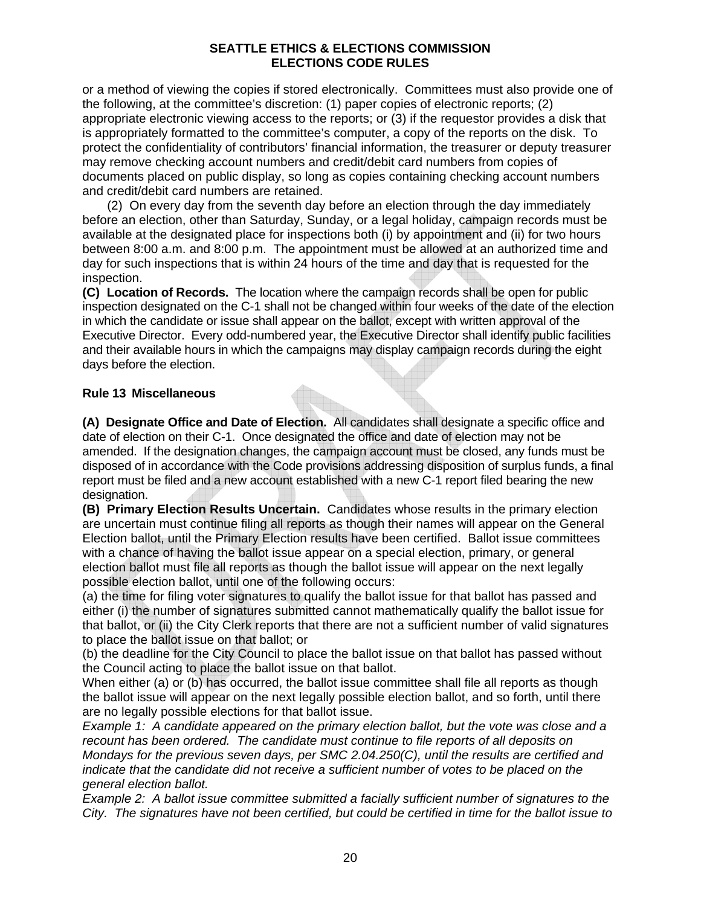or a method of viewing the copies if stored electronically. Committees must also provide one of the following, at the committee's discretion: (1) paper copies of electronic reports; (2) appropriate electronic viewing access to the reports; or (3) if the requestor provides a disk that is appropriately formatted to the committee's computer, a copy of the reports on the disk. To protect the confidentiality of contributors' financial information, the treasurer or deputy treasurer may remove checking account numbers and credit/debit card numbers from copies of documents placed on public display, so long as copies containing checking account numbers and credit/debit card numbers are retained.

(2) On every day from the seventh day before an election through the day immediately before an election, other than Saturday, Sunday, or a legal holiday, campaign records must be available at the designated place for inspections both (i) by appointment and (ii) for two hours between 8:00 a.m. and 8:00 p.m. The appointment must be allowed at an authorized time and day for such inspections that is within 24 hours of the time and day that is requested for the inspection.

**(C) Location of Records.** The location where the campaign records shall be open for public inspection designated on the C-1 shall not be changed within four weeks of the date of the election in which the candidate or issue shall appear on the ballot, except with written approval of the Executive Director. Every odd-numbered year, the Executive Director shall identify public facilities and their available hours in which the campaigns may display campaign records during the eight days before the election.

### Rule 13 Miscellaneous

**(A) Designate Office and Date of Election.** All candidates shall designate a specific office and date of election on their C-1. Once designated the office and date of election may not be amended. If the designation changes, the campaign account must be closed, any funds must be disposed of in accordance with the Code provisions addressing disposition of surplus funds, a final report must be filed and a new account established with a new C-1 report filed bearing the new designation.

**(B) Primary Election Results Uncertain.** Candidates whose results in the primary election are uncertain must continue filing all reports as though their names will appear on the General Election ballot, until the Primary Election results have been certified. Ballot issue committees with a chance of having the ballot issue appear on a special election, primary, or general election ballot must file all reports as though the ballot issue will appear on the next legally possible election ballot, until one of the following occurs:

(a) the time for filing voter signatures to qualify the ballot issue for that ballot has passed and either (i) the number of signatures submitted cannot mathematically qualify the ballot issue for that ballot, or (ii) the City Clerk reports that there are not a sufficient number of valid signatures to place the ballot issue on that ballot; or

(b) the deadline for the City Council to place the ballot issue on that ballot has passed without the Council acting to place the ballot issue on that ballot.

When either (a) or (b) has occurred, the ballot issue committee shall file all reports as though the ballot issue will appear on the next legally possible election ballot, and so forth, until there are no legally possible elections for that ballot issue.

*Example 1: A candidate appeared on the primary election ballot, but the vote was close and a recount has been ordered. The candidate must continue to file reports of all deposits on Mondays for the previous seven days, per SMC 2.04.250(C), until the results are certified and indicate that the candidate did not receive a sufficient number of votes to be placed on the general election ballot.*

*Example 2: A ballot issue committee submitted a facially sufficient number of signatures to the City. The signatures have not been certified, but could be certified in time for the ballot issue to*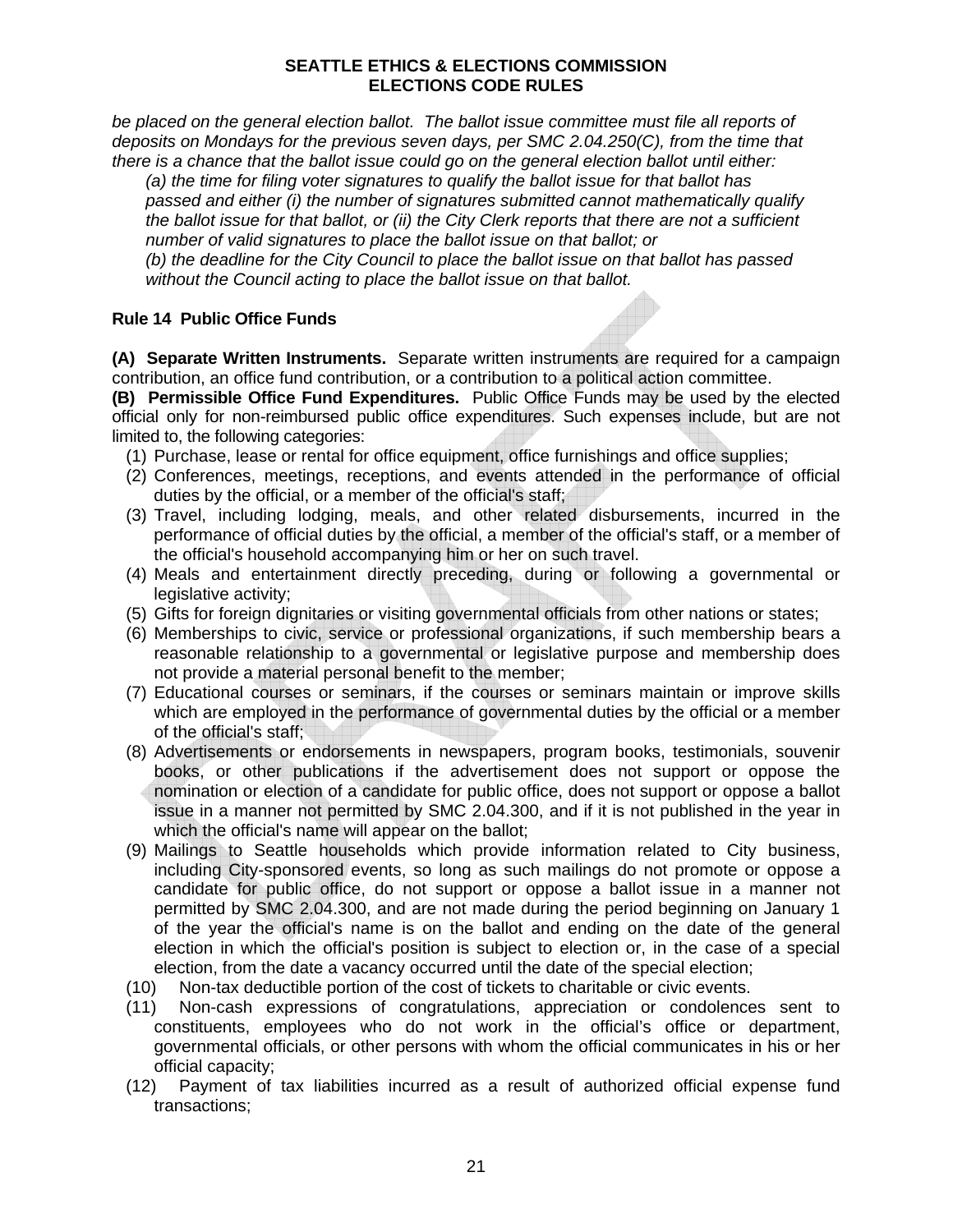*be placed on the general election ballot. The ballot issue committee must file all reports of deposits on Mondays for the previous seven days, per SMC 2.04.250(C), from the time that there is a chance that the ballot issue could go on the general election ballot until either:*

*(a) the time for filing voter signatures to qualify the ballot issue for that ballot has passed and either (i) the number of signatures submitted cannot mathematically qualify the ballot issue for that ballot, or (ii) the City Clerk reports that there are not a sufficient number of valid signatures to place the ballot issue on that ballot; or*

*(b) the deadline for the City Council to place the ballot issue on that ballot has passed without the Council acting to place the ballot issue on that ballot.*

## Rule 14 Public Office Funds

**(A) Separate Written Instruments.** Separate written instruments are required for a campaign contribution, an office fund contribution, or a contribution to a political action committee.

**(B) Permissible Office Fund Expenditures.** Public Office Funds may be used by the elected official only for non-reimbursed public office expenditures. Such expenses include, but are not limited to, the following categories:

(1) Purchase, lease or rental for office equipment, office furnishings and office supplies;

(2) Conferences, meetings, receptions, and events attended in the performance of official duties by the official, or a member of the official's staff;

(3) Travel, including lodging, meals, and other related disbursements, incurred in the performance of official duties by the official, a member of the official's staff, or a member of the official's household accompanying him or her on such travel.

(4) Meals and entertainment directly preceding, during or following a governmental or legislative activity;

(5) Gifts for foreign dignitaries or visiting governmental officials from other nations or states;

(6) Memberships to civic, service or professional organizations, if such membership bears a reasonable relationship to a governmental or legislative purpose and membership does not provide a material personal benefit to the member;

(7) Educational courses or seminars, if the courses or seminars maintain or improve skills which are employed in the performance of governmental duties by the official or a member of the official's staff;

(8) Advertisements or endorsements in newspapers, program books, testimonials, souvenir books, or other publications if the advertisement does not support or oppose the nomination or election of a candidate for public office, does not support or oppose a ballot issue in a manner not permitted by SMC 2.04.300, and if it is not published in the year in which the official's name will appear on the ballot;

(9) Mailings to Seattle households which provide information related to City business, including City-sponsored events, so long as such mailings do not promote or oppose a candidate for public office, do not support or oppose a ballot issue in a manner not permitted by SMC 2.04.300, and are not made during the period beginning on January 1 of the year the official's name is on the ballot and ending on the date of the general election in which the official's position is subject to election or, in the case of a special election, from the date a vacancy occurred until the date of the special election;

(10) Non-tax deductible portion of the cost of tickets to charitable or civic events.

(11) Non-cash expressions of congratulations, appreciation or condolences sent to constituents, employees who do not work in the official's office or department, governmental officials, or other persons with whom the official communicates in his or her official capacity;

(12) Payment of tax liabilities incurred as a result of authorized official expense fund transactions;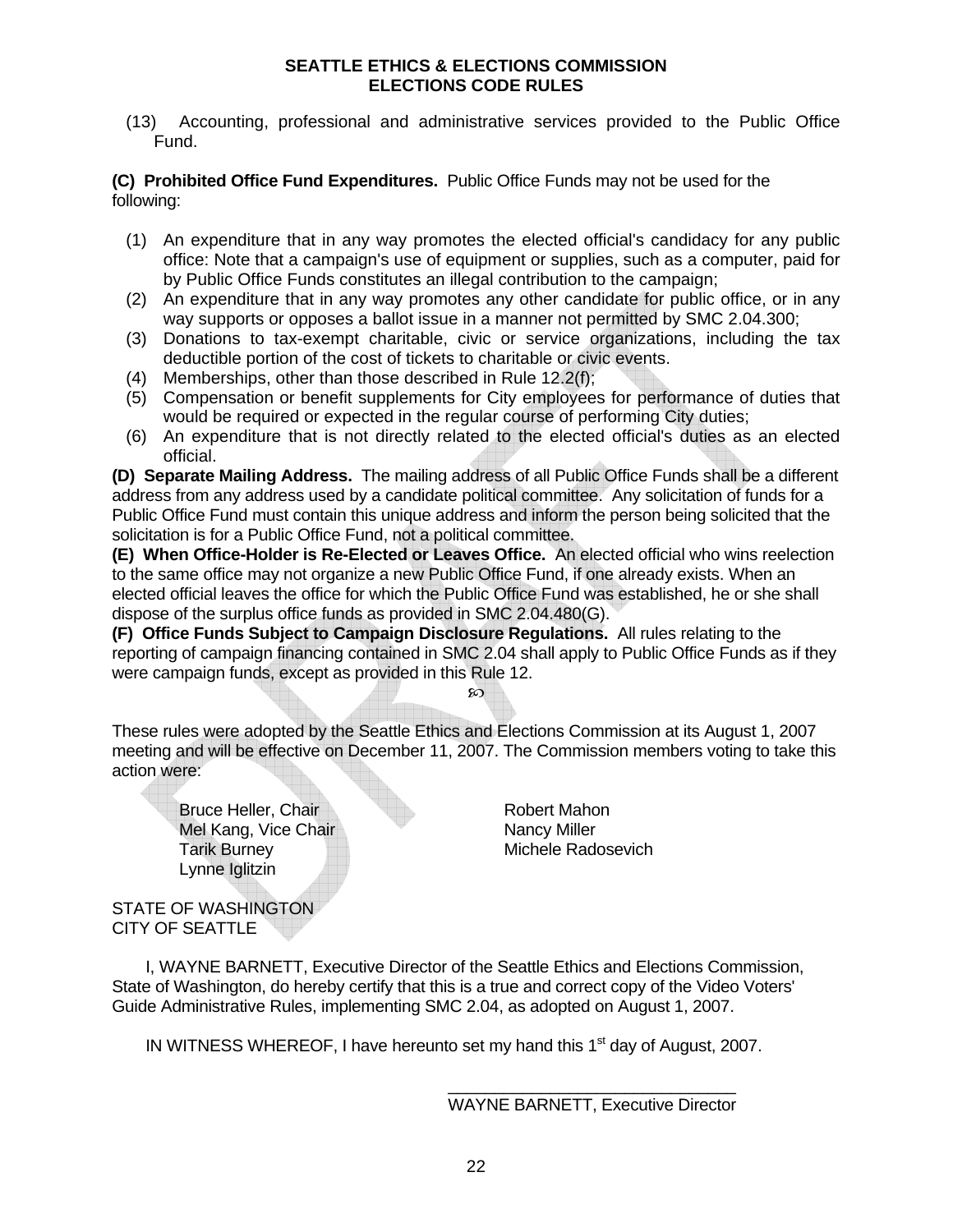(13) Accounting, professional and administrative services provided to the Public Office Fund.

**(C) Prohibited Office Fund Expenditures.** Public Office Funds may not be used for the following:

(1) An expenditure that in any way promotes the elected official's candidacy for any public office: Note that a campaign's use of equipment or supplies, such as a computer, paid for by Public Office Funds constitutes an illegal contribution to the campaign;
(2) An expenditure that in any way promotes any other candidate for public office, or in any way supports or opposes a ballot issue in a manner not permitted by SMC 2.04.300;
(3) Donations to tax-exempt charitable, civic or service organizations, including the tax deductible portion of the cost of tickets to charitable or civic events.
(4) Memberships, other than those described in Rule 12.2(f);
(5) Compensation or benefit supplements for City employees for performance of duties that would be required or expected in the regular course of performing City duties;
(6) An expenditure that is not directly related to the elected official's duties as an elected official.

**(D) Separate Mailing Address.** The mailing address of all Public Office Funds shall be a different address from any address used by a candidate political committee. Any solicitation of funds for a Public Office Fund must contain this unique address and inform the person being solicited that the solicitation is for a Public Office Fund, not a political committee.

**(E) When Office-Holder is Re-Elected or Leaves Office.** An elected official who wins reelection to the same office may not organize a new Public Office Fund, if one already exists. When an elected official leaves the office for which the Public Office Fund was established, he or she shall dispose of the surplus office funds as provided in SMC 2.04.480(G).

**(F) Office Funds Subject to Campaign Disclosure Regulations.** All rules relating to the reporting of campaign financing contained in SMC 2.04 shall apply to Public Office Funds as if they were campaign funds, except as provided in this Rule 12.

ꙮ

These rules were adopted by the Seattle Ethics and Elections Commission at its August 1, 2007 meeting and will be effective on December 11, 2007. The Commission members voting to take this action were:

Bruce Heller, Chair
Mel Kang, Vice Chair
Tarik Burney
Lynne Iglitzin
Robert Mahon
Nancy Miller
Michele Radosevich

STATE OF WASHINGTON
CITY OF SEATTLE

I, WAYNE BARNETT, Executive Director of the Seattle Ethics and Elections Commission, State of Washington, do hereby certify that this is a true and correct copy of the Video Voters' Guide Administrative Rules, implementing SMC 2.04, as adopted on August 1, 2007.

IN WITNESS WHEREOF, I have hereunto set my hand this 1st day of August, 2007.

\_\_\_\_\_\_\_\_\_\_\_\_\_\_\_\_\_\_\_\_\_\_\_\_\_\_\_\_\_\_\_
WAYNE BARNETT, Executive Director